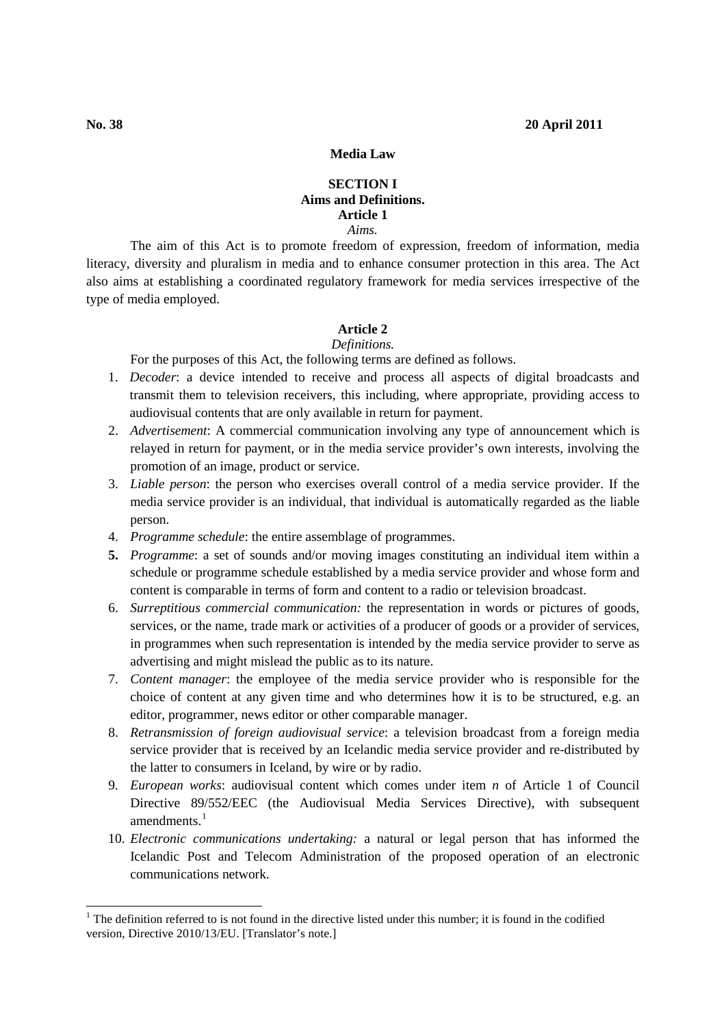**No. 38** **20 April 2011**

# Media Law

## SECTION I
## Aims and Definitions.

### Article 1
*Aims.*

The aim of this Act is to promote freedom of expression, freedom of information, media literacy, diversity and pluralism in media and to enhance consumer protection in this area. The Act also aims at establishing a coordinated regulatory framework for media services irrespective of the type of media employed.

### Article 2
*Definitions.*

For the purposes of this Act, the following terms are defined as follows.

1. *Decoder*: a device intended to receive and process all aspects of digital broadcasts and transmit them to television receivers, this including, where appropriate, providing access to audiovisual contents that are only available in return for payment.
2. *Advertisement*: A commercial communication involving any type of announcement which is relayed in return for payment, or in the media service provider's own interests, involving the promotion of an image, product or service.
3. *Liable person*: the person who exercises overall control of a media service provider. If the media service provider is an individual, that individual is automatically regarded as the liable person.
4. *Programme schedule*: the entire assemblage of programmes.
5. *Programme*: a set of sounds and/or moving images constituting an individual item within a schedule or programme schedule established by a media service provider and whose form and content is comparable in terms of form and content to a radio or television broadcast.
6. *Surreptitious commercial communication:* the representation in words or pictures of goods, services, or the name, trade mark or activities of a producer of goods or a provider of services, in programmes when such representation is intended by the media service provider to serve as advertising and might mislead the public as to its nature.
7. *Content manager*: the employee of the media service provider who is responsible for the choice of content at any given time and who determines how it is to be structured, e.g. an editor, programmer, news editor or other comparable manager.
8. *Retransmission of foreign audiovisual service*: a television broadcast from a foreign media service provider that is received by an Icelandic media service provider and re-distributed by the latter to consumers in Iceland, by wire or by radio.
9. *European works*: audiovisual content which comes under item *n* of Article 1 of Council Directive 89/552/EEC (the Audiovisual Media Services Directive), with subsequent amendments.[1]
10. *Electronic communications undertaking:* a natural or legal person that has informed the Icelandic Post and Telecom Administration of the proposed operation of an electronic communications network.

[1] The definition referred to is not found in the directive listed under this number; it is found in the codified version, Directive 2010/13/EU. [Translator's note.]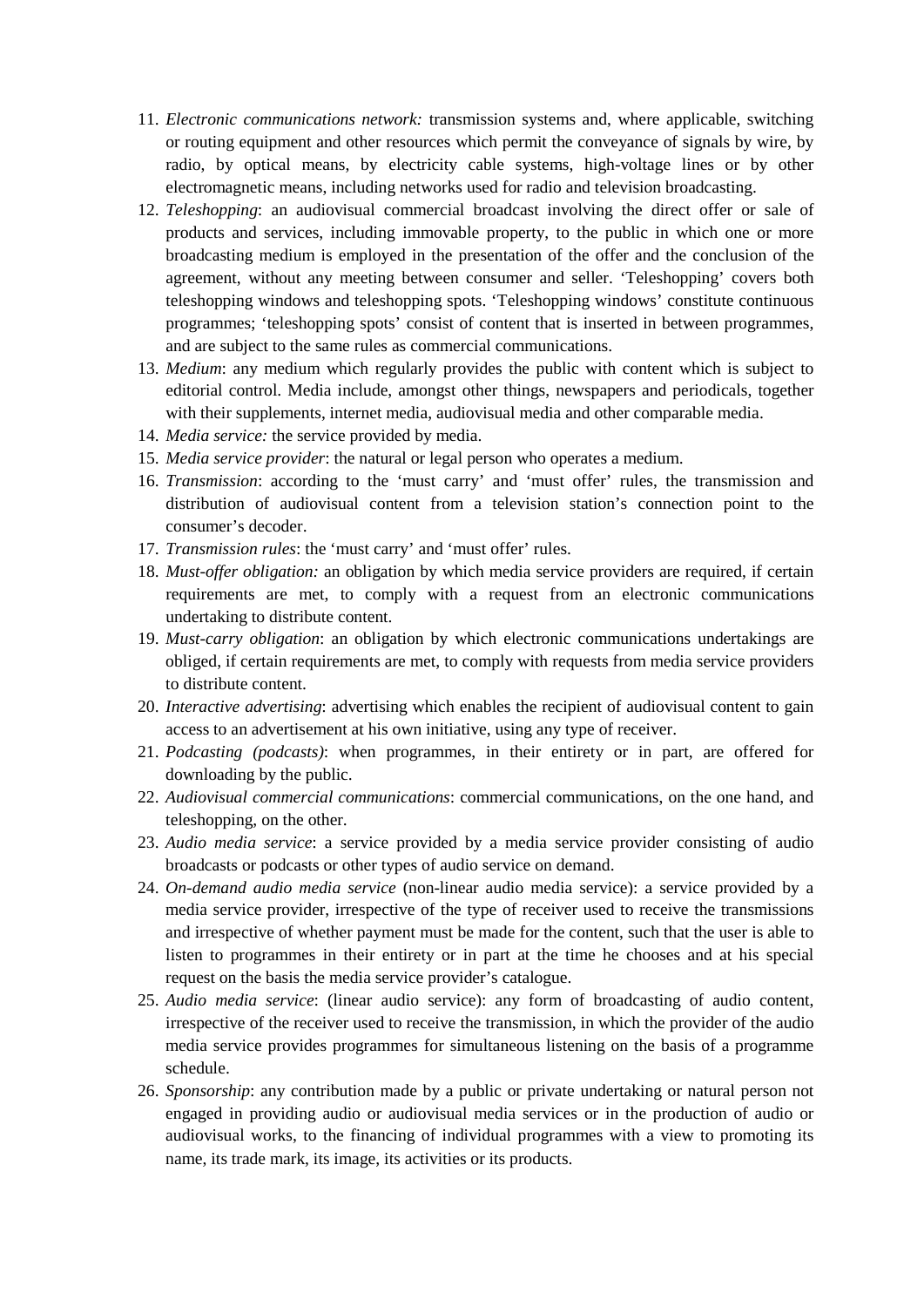11. *Electronic communications network:* transmission systems and, where applicable, switching or routing equipment and other resources which permit the conveyance of signals by wire, by radio, by optical means, by electricity cable systems, high-voltage lines or by other electromagnetic means, including networks used for radio and television broadcasting.
12. *Teleshopping*: an audiovisual commercial broadcast involving the direct offer or sale of products and services, including immovable property, to the public in which one or more broadcasting medium is employed in the presentation of the offer and the conclusion of the agreement, without any meeting between consumer and seller. 'Teleshopping' covers both teleshopping windows and teleshopping spots. 'Teleshopping windows' constitute continuous programmes; 'teleshopping spots' consist of content that is inserted in between programmes, and are subject to the same rules as commercial communications.
13. *Medium*: any medium which regularly provides the public with content which is subject to editorial control. Media include, amongst other things, newspapers and periodicals, together with their supplements, internet media, audiovisual media and other comparable media.
14. *Media service:* the service provided by media.
15. *Media service provider*: the natural or legal person who operates a medium.
16. *Transmission*: according to the 'must carry' and 'must offer' rules, the transmission and distribution of audiovisual content from a television station's connection point to the consumer's decoder.
17. *Transmission rules*: the 'must carry' and 'must offer' rules.
18. *Must-offer obligation:* an obligation by which media service providers are required, if certain requirements are met, to comply with a request from an electronic communications undertaking to distribute content.
19. *Must-carry obligation*: an obligation by which electronic communications undertakings are obliged, if certain requirements are met, to comply with requests from media service providers to distribute content.
20. *Interactive advertising*: advertising which enables the recipient of audiovisual content to gain access to an advertisement at his own initiative, using any type of receiver.
21. *Podcasting (podcasts)*: when programmes, in their entirety or in part, are offered for downloading by the public.
22. *Audiovisual commercial communications*: commercial communications, on the one hand, and teleshopping, on the other.
23. *Audio media service*: a service provided by a media service provider consisting of audio broadcasts or podcasts or other types of audio service on demand.
24. *On-demand audio media service* (non-linear audio media service): a service provided by a media service provider, irrespective of the type of receiver used to receive the transmissions and irrespective of whether payment must be made for the content, such that the user is able to listen to programmes in their entirety or in part at the time he chooses and at his special request on the basis the media service provider's catalogue.
25. *Audio media service*: (linear audio service): any form of broadcasting of audio content, irrespective of the receiver used to receive the transmission, in which the provider of the audio media service provides programmes for simultaneous listening on the basis of a programme schedule.
26. *Sponsorship*: any contribution made by a public or private undertaking or natural person not engaged in providing audio or audiovisual media services or in the production of audio or audiovisual works, to the financing of individual programmes with a view to promoting its name, its trade mark, its image, its activities or its products.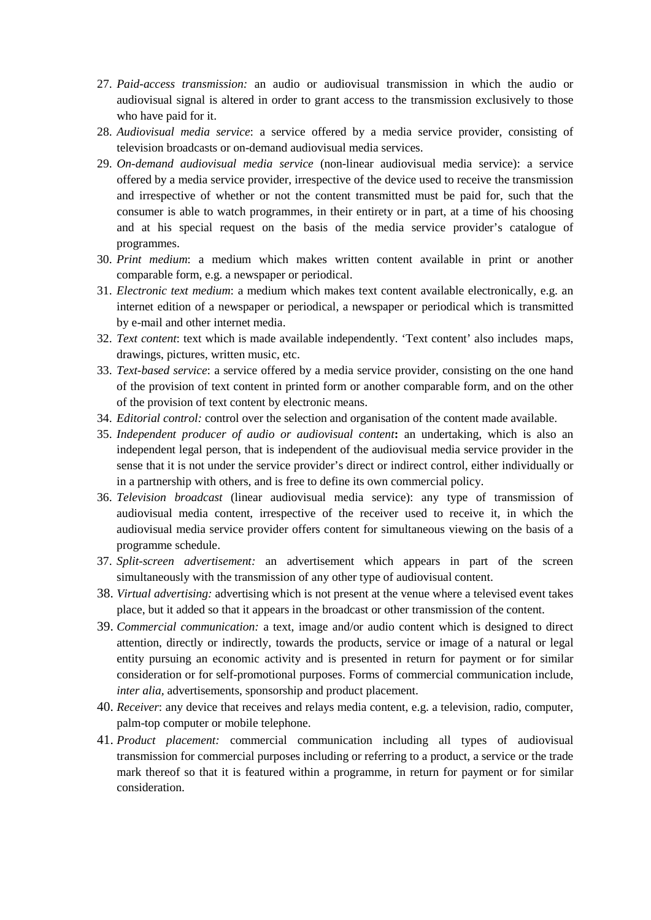27. *Paid-access transmission:* an audio or audiovisual transmission in which the audio or audiovisual signal is altered in order to grant access to the transmission exclusively to those who have paid for it.
28. *Audiovisual media service*: a service offered by a media service provider, consisting of television broadcasts or on-demand audiovisual media services.
29. *On-demand audiovisual media service* (non-linear audiovisual media service): a service offered by a media service provider, irrespective of the device used to receive the transmission and irrespective of whether or not the content transmitted must be paid for, such that the consumer is able to watch programmes, in their entirety or in part, at a time of his choosing and at his special request on the basis of the media service provider's catalogue of programmes.
30. *Print medium*: a medium which makes written content available in print or another comparable form, e.g. a newspaper or periodical.
31. *Electronic text medium*: a medium which makes text content available electronically, e.g. an internet edition of a newspaper or periodical, a newspaper or periodical which is transmitted by e-mail and other internet media.
32. *Text content*: text which is made available independently. 'Text content' also includes maps, drawings, pictures, written music, etc.
33. *Text-based service*: a service offered by a media service provider, consisting on the one hand of the provision of text content in printed form or another comparable form, and on the other of the provision of text content by electronic means.
34. *Editorial control:* control over the selection and organisation of the content made available.
35. *Independent producer of audio or audiovisual content***:** an undertaking, which is also an independent legal person, that is independent of the audiovisual media service provider in the sense that it is not under the service provider's direct or indirect control, either individually or in a partnership with others, and is free to define its own commercial policy.
36. *Television broadcast* (linear audiovisual media service): any type of transmission of audiovisual media content, irrespective of the receiver used to receive it, in which the audiovisual media service provider offers content for simultaneous viewing on the basis of a programme schedule.
37. *Split-screen advertisement:* an advertisement which appears in part of the screen simultaneously with the transmission of any other type of audiovisual content.
38. *Virtual advertising:* advertising which is not present at the venue where a televised event takes place, but it added so that it appears in the broadcast or other transmission of the content.
39. *Commercial communication:* a text, image and/or audio content which is designed to direct attention, directly or indirectly, towards the products, service or image of a natural or legal entity pursuing an economic activity and is presented in return for payment or for similar consideration or for self-promotional purposes. Forms of commercial communication include, *inter alia*, advertisements, sponsorship and product placement.
40. *Receiver*: any device that receives and relays media content, e.g. a television, radio, computer, palm-top computer or mobile telephone.
41. *Product placement:* commercial communication including all types of audiovisual transmission for commercial purposes including or referring to a product, a service or the trade mark thereof so that it is featured within a programme, in return for payment or for similar consideration.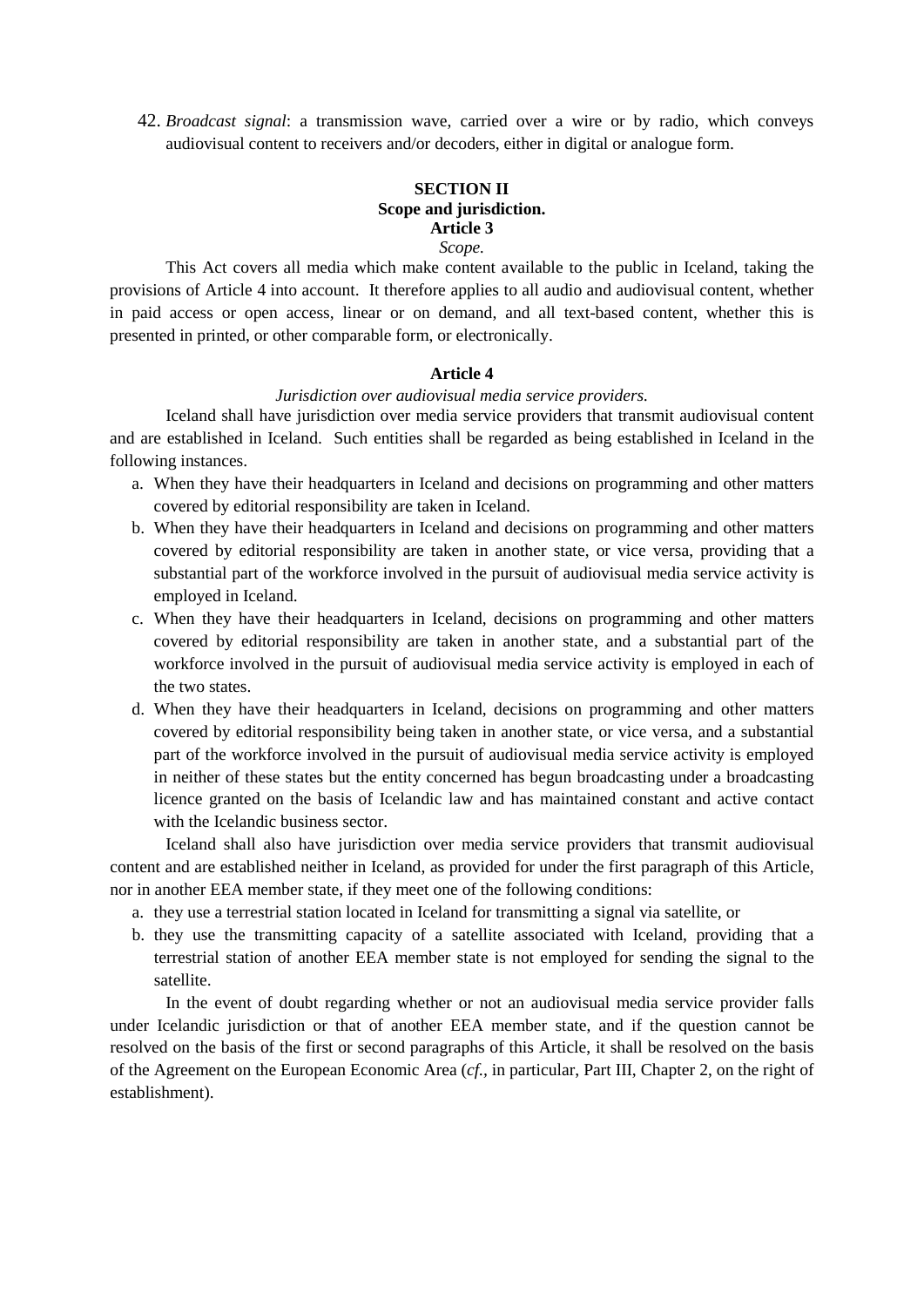42. *Broadcast signal*: a transmission wave, carried over a wire or by radio, which conveys audiovisual content to receivers and/or decoders, either in digital or analogue form.

## SECTION II
## Scope and jurisdiction.
### Article 3
*Scope.*

This Act covers all media which make content available to the public in Iceland, taking the provisions of Article 4 into account. It therefore applies to all audio and audiovisual content, whether in paid access or open access, linear or on demand, and all text-based content, whether this is presented in printed, or other comparable form, or electronically.

### Article 4
*Jurisdiction over audiovisual media service providers.*

Iceland shall have jurisdiction over media service providers that transmit audiovisual content and are established in Iceland. Such entities shall be regarded as being established in Iceland in the following instances.

a. When they have their headquarters in Iceland and decisions on programming and other matters covered by editorial responsibility are taken in Iceland.
b. When they have their headquarters in Iceland and decisions on programming and other matters covered by editorial responsibility are taken in another state, or vice versa, providing that a substantial part of the workforce involved in the pursuit of audiovisual media service activity is employed in Iceland.
c. When they have their headquarters in Iceland, decisions on programming and other matters covered by editorial responsibility are taken in another state, and a substantial part of the workforce involved in the pursuit of audiovisual media service activity is employed in each of the two states.
d. When they have their headquarters in Iceland, decisions on programming and other matters covered by editorial responsibility being taken in another state, or vice versa, and a substantial part of the workforce involved in the pursuit of audiovisual media service activity is employed in neither of these states but the entity concerned has begun broadcasting under a broadcasting licence granted on the basis of Icelandic law and has maintained constant and active contact with the Icelandic business sector.

Iceland shall also have jurisdiction over media service providers that transmit audiovisual content and are established neither in Iceland, as provided for under the first paragraph of this Article, nor in another EEA member state, if they meet one of the following conditions:

a. they use a terrestrial station located in Iceland for transmitting a signal via satellite, or
b. they use the transmitting capacity of a satellite associated with Iceland, providing that a terrestrial station of another EEA member state is not employed for sending the signal to the satellite.

In the event of doubt regarding whether or not an audiovisual media service provider falls under Icelandic jurisdiction or that of another EEA member state, and if the question cannot be resolved on the basis of the first or second paragraphs of this Article, it shall be resolved on the basis of the Agreement on the European Economic Area (*cf.*, in particular, Part III, Chapter 2, on the right of establishment).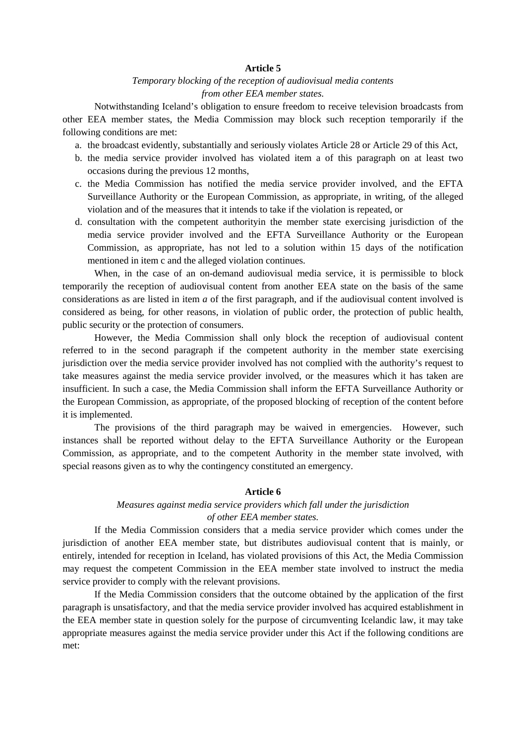**Article 5**

*Temporary blocking of the reception of audiovisual media contents from other EEA member states.*

Notwithstanding Iceland's obligation to ensure freedom to receive television broadcasts from other EEA member states, the Media Commission may block such reception temporarily if the following conditions are met:

a. the broadcast evidently, substantially and seriously violates Article 28 or Article 29 of this Act,
b. the media service provider involved has violated item a of this paragraph on at least two occasions during the previous 12 months,
c. the Media Commission has notified the media service provider involved, and the EFTA Surveillance Authority or the European Commission, as appropriate, in writing, of the alleged violation and of the measures that it intends to take if the violation is repeated, or
d. consultation with the competent authorityin the member state exercising jurisdiction of the media service provider involved and the EFTA Surveillance Authority or the European Commission, as appropriate, has not led to a solution within 15 days of the notification mentioned in item c and the alleged violation continues.

When, in the case of an on-demand audiovisual media service, it is permissible to block temporarily the reception of audiovisual content from another EEA state on the basis of the same considerations as are listed in item *a* of the first paragraph, and if the audiovisual content involved is considered as being, for other reasons, in violation of public order, the protection of public health, public security or the protection of consumers.

However, the Media Commission shall only block the reception of audiovisual content referred to in the second paragraph if the competent authority in the member state exercising jurisdiction over the media service provider involved has not complied with the authority's request to take measures against the media service provider involved, or the measures which it has taken are insufficient. In such a case, the Media Commission shall inform the EFTA Surveillance Authority or the European Commission, as appropriate, of the proposed blocking of reception of the content before it is implemented.

The provisions of the third paragraph may be waived in emergencies. However, such instances shall be reported without delay to the EFTA Surveillance Authority or the European Commission, as appropriate, and to the competent Authority in the member state involved, with special reasons given as to why the contingency constituted an emergency.

**Article 6**

*Measures against media service providers which fall under the jurisdiction of other EEA member states.*

If the Media Commission considers that a media service provider which comes under the jurisdiction of another EEA member state, but distributes audiovisual content that is mainly, or entirely, intended for reception in Iceland, has violated provisions of this Act, the Media Commission may request the competent Commission in the EEA member state involved to instruct the media service provider to comply with the relevant provisions.

If the Media Commission considers that the outcome obtained by the application of the first paragraph is unsatisfactory, and that the media service provider involved has acquired establishment in the EEA member state in question solely for the purpose of circumventing Icelandic law, it may take appropriate measures against the media service provider under this Act if the following conditions are met: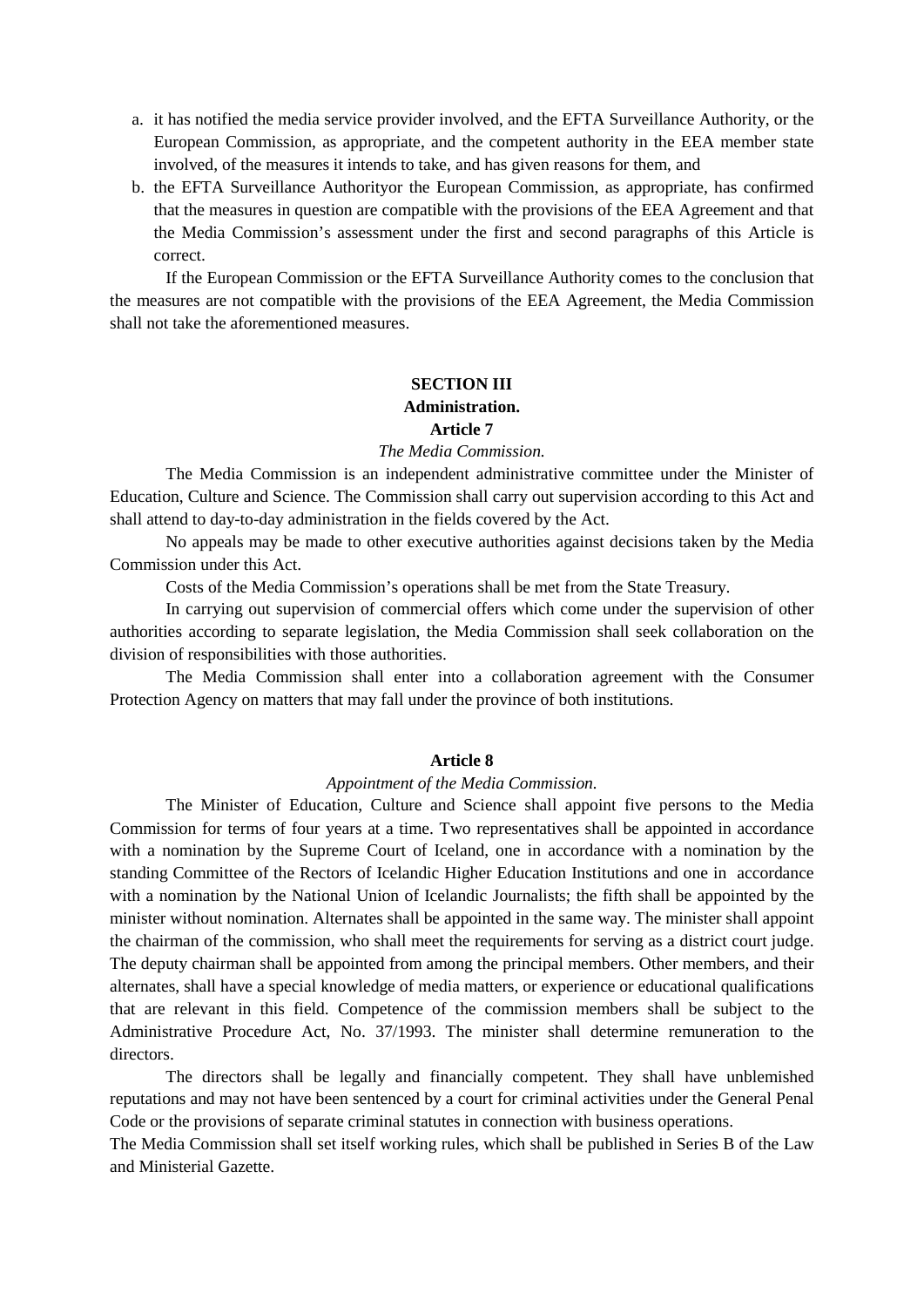a. it has notified the media service provider involved, and the EFTA Surveillance Authority, or the European Commission, as appropriate, and the competent authority in the EEA member state involved, of the measures it intends to take, and has given reasons for them, and
b. the EFTA Surveillance Authorityor the European Commission, as appropriate, has confirmed that the measures in question are compatible with the provisions of the EEA Agreement and that the Media Commission's assessment under the first and second paragraphs of this Article is correct.

If the European Commission or the EFTA Surveillance Authority comes to the conclusion that the measures are not compatible with the provisions of the EEA Agreement, the Media Commission shall not take the aforementioned measures.

## SECTION III
## Administration.
### Article 7
*The Media Commission.*

The Media Commission is an independent administrative committee under the Minister of Education, Culture and Science. The Commission shall carry out supervision according to this Act and shall attend to day-to-day administration in the fields covered by the Act.

No appeals may be made to other executive authorities against decisions taken by the Media Commission under this Act.

Costs of the Media Commission's operations shall be met from the State Treasury.

In carrying out supervision of commercial offers which come under the supervision of other authorities according to separate legislation, the Media Commission shall seek collaboration on the division of responsibilities with those authorities.

The Media Commission shall enter into a collaboration agreement with the Consumer Protection Agency on matters that may fall under the province of both institutions.

### Article 8
*Appointment of the Media Commission.*

The Minister of Education, Culture and Science shall appoint five persons to the Media Commission for terms of four years at a time. Two representatives shall be appointed in accordance with a nomination by the Supreme Court of Iceland, one in accordance with a nomination by the standing Committee of the Rectors of Icelandic Higher Education Institutions and one in accordance with a nomination by the National Union of Icelandic Journalists; the fifth shall be appointed by the minister without nomination. Alternates shall be appointed in the same way. The minister shall appoint the chairman of the commission, who shall meet the requirements for serving as a district court judge. The deputy chairman shall be appointed from among the principal members. Other members, and their alternates, shall have a special knowledge of media matters, or experience or educational qualifications that are relevant in this field. Competence of the commission members shall be subject to the Administrative Procedure Act, No. 37/1993. The minister shall determine remuneration to the directors.

The directors shall be legally and financially competent. They shall have unblemished reputations and may not have been sentenced by a court for criminal activities under the General Penal Code or the provisions of separate criminal statutes in connection with business operations.

The Media Commission shall set itself working rules, which shall be published in Series B of the Law and Ministerial Gazette.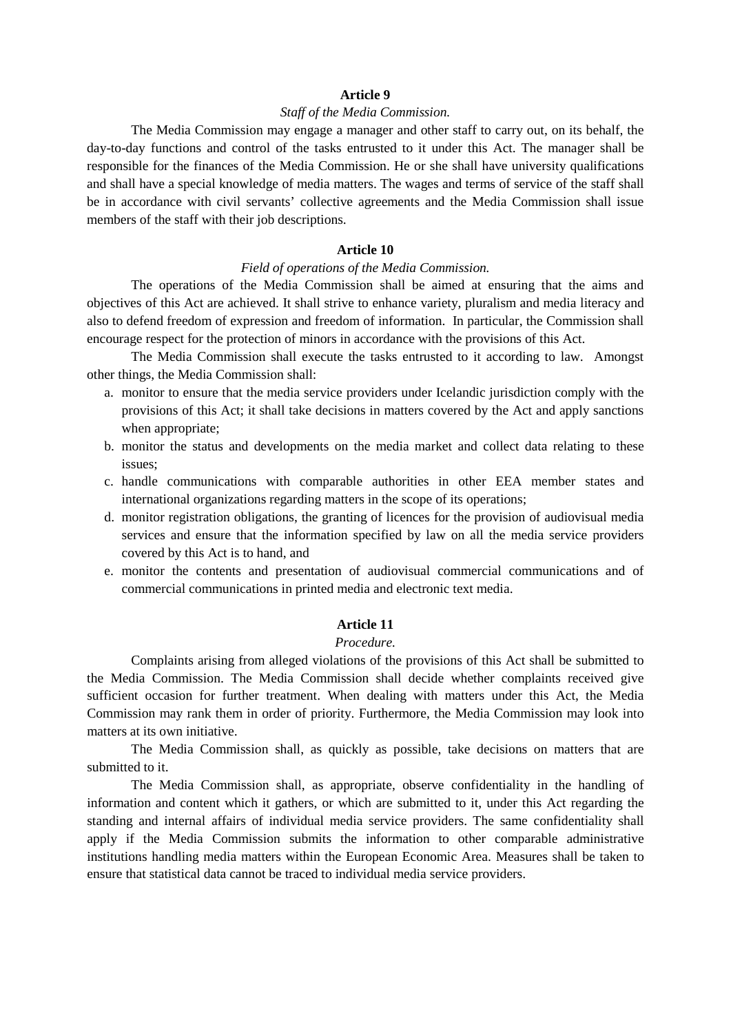**Article 9**

*Staff of the Media Commission.*

The Media Commission may engage a manager and other staff to carry out, on its behalf, the day-to-day functions and control of the tasks entrusted to it under this Act. The manager shall be responsible for the finances of the Media Commission. He or she shall have university qualifications and shall have a special knowledge of media matters. The wages and terms of service of the staff shall be in accordance with civil servants' collective agreements and the Media Commission shall issue members of the staff with their job descriptions.

**Article 10**

*Field of operations of the Media Commission.*

The operations of the Media Commission shall be aimed at ensuring that the aims and objectives of this Act are achieved. It shall strive to enhance variety, pluralism and media literacy and also to defend freedom of expression and freedom of information. In particular, the Commission shall encourage respect for the protection of minors in accordance with the provisions of this Act.

The Media Commission shall execute the tasks entrusted to it according to law. Amongst other things, the Media Commission shall:

a. monitor to ensure that the media service providers under Icelandic jurisdiction comply with the provisions of this Act; it shall take decisions in matters covered by the Act and apply sanctions when appropriate;
b. monitor the status and developments on the media market and collect data relating to these issues;
c. handle communications with comparable authorities in other EEA member states and international organizations regarding matters in the scope of its operations;
d. monitor registration obligations, the granting of licences for the provision of audiovisual media services and ensure that the information specified by law on all the media service providers covered by this Act is to hand, and
e. monitor the contents and presentation of audiovisual commercial communications and of commercial communications in printed media and electronic text media.

**Article 11**

*Procedure.*

Complaints arising from alleged violations of the provisions of this Act shall be submitted to the Media Commission. The Media Commission shall decide whether complaints received give sufficient occasion for further treatment. When dealing with matters under this Act, the Media Commission may rank them in order of priority. Furthermore, the Media Commission may look into matters at its own initiative.

The Media Commission shall, as quickly as possible, take decisions on matters that are submitted to it.

The Media Commission shall, as appropriate, observe confidentiality in the handling of information and content which it gathers, or which are submitted to it, under this Act regarding the standing and internal affairs of individual media service providers. The same confidentiality shall apply if the Media Commission submits the information to other comparable administrative institutions handling media matters within the European Economic Area. Measures shall be taken to ensure that statistical data cannot be traced to individual media service providers.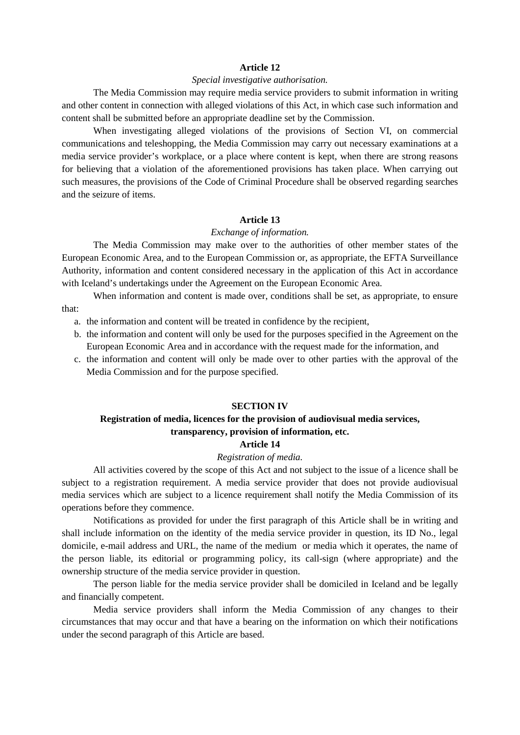**Article 12**

*Special investigative authorisation.*

The Media Commission may require media service providers to submit information in writing and other content in connection with alleged violations of this Act, in which case such information and content shall be submitted before an appropriate deadline set by the Commission.

When investigating alleged violations of the provisions of Section VI, on commercial communications and teleshopping, the Media Commission may carry out necessary examinations at a media service provider's workplace, or a place where content is kept, when there are strong reasons for believing that a violation of the aforementioned provisions has taken place. When carrying out such measures, the provisions of the Code of Criminal Procedure shall be observed regarding searches and the seizure of items.

**Article 13**

*Exchange of information.*

The Media Commission may make over to the authorities of other member states of the European Economic Area, and to the European Commission or, as appropriate, the EFTA Surveillance Authority, information and content considered necessary in the application of this Act in accordance with Iceland's undertakings under the Agreement on the European Economic Area.

When information and content is made over, conditions shall be set, as appropriate, to ensure that:

a. the information and content will be treated in confidence by the recipient,
b. the information and content will only be used for the purposes specified in the Agreement on the European Economic Area and in accordance with the request made for the information, and
c. the information and content will only be made over to other parties with the approval of the Media Commission and for the purpose specified.

## SECTION IV

## Registration of media, licences for the provision of audiovisual media services, transparency, provision of information, etc.

**Article 14**

*Registration of media.*

All activities covered by the scope of this Act and not subject to the issue of a licence shall be subject to a registration requirement. A media service provider that does not provide audiovisual media services which are subject to a licence requirement shall notify the Media Commission of its operations before they commence.

Notifications as provided for under the first paragraph of this Article shall be in writing and shall include information on the identity of the media service provider in question, its ID No., legal domicile, e-mail address and URL, the name of the medium or media which it operates, the name of the person liable, its editorial or programming policy, its call-sign (where appropriate) and the ownership structure of the media service provider in question.

The person liable for the media service provider shall be domiciled in Iceland and be legally and financially competent.

Media service providers shall inform the Media Commission of any changes to their circumstances that may occur and that have a bearing on the information on which their notifications under the second paragraph of this Article are based.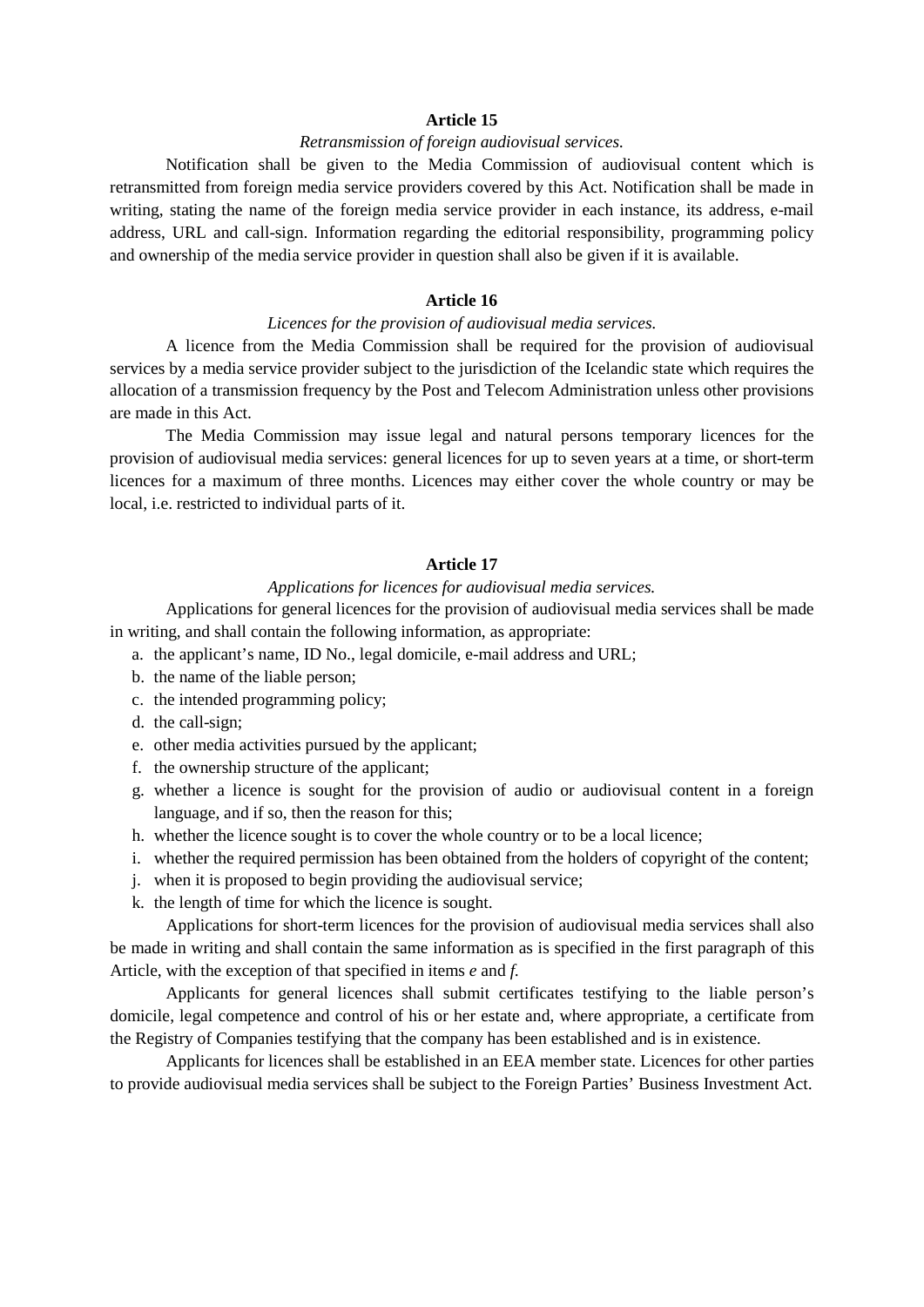**Article 15**

*Retransmission of foreign audiovisual services.*

Notification shall be given to the Media Commission of audiovisual content which is retransmitted from foreign media service providers covered by this Act. Notification shall be made in writing, stating the name of the foreign media service provider in each instance, its address, e-mail address, URL and call-sign. Information regarding the editorial responsibility, programming policy and ownership of the media service provider in question shall also be given if it is available.

**Article 16**

*Licences for the provision of audiovisual media services.*

A licence from the Media Commission shall be required for the provision of audiovisual services by a media service provider subject to the jurisdiction of the Icelandic state which requires the allocation of a transmission frequency by the Post and Telecom Administration unless other provisions are made in this Act.

The Media Commission may issue legal and natural persons temporary licences for the provision of audiovisual media services: general licences for up to seven years at a time, or short-term licences for a maximum of three months. Licences may either cover the whole country or may be local, i.e. restricted to individual parts of it.

**Article 17**

*Applications for licences for audiovisual media services.*

Applications for general licences for the provision of audiovisual media services shall be made in writing, and shall contain the following information, as appropriate:

a. the applicant's name, ID No., legal domicile, e-mail address and URL;
b. the name of the liable person;
c. the intended programming policy;
d. the call-sign;
e. other media activities pursued by the applicant;
f. the ownership structure of the applicant;
g. whether a licence is sought for the provision of audio or audiovisual content in a foreign language, and if so, then the reason for this;
h. whether the licence sought is to cover the whole country or to be a local licence;
i. whether the required permission has been obtained from the holders of copyright of the content;
j. when it is proposed to begin providing the audiovisual service;
k. the length of time for which the licence is sought.

Applications for short-term licences for the provision of audiovisual media services shall also be made in writing and shall contain the same information as is specified in the first paragraph of this Article, with the exception of that specified in items *e* and *f.*

Applicants for general licences shall submit certificates testifying to the liable person's domicile, legal competence and control of his or her estate and, where appropriate, a certificate from the Registry of Companies testifying that the company has been established and is in existence.

Applicants for licences shall be established in an EEA member state. Licences for other parties to provide audiovisual media services shall be subject to the Foreign Parties' Business Investment Act.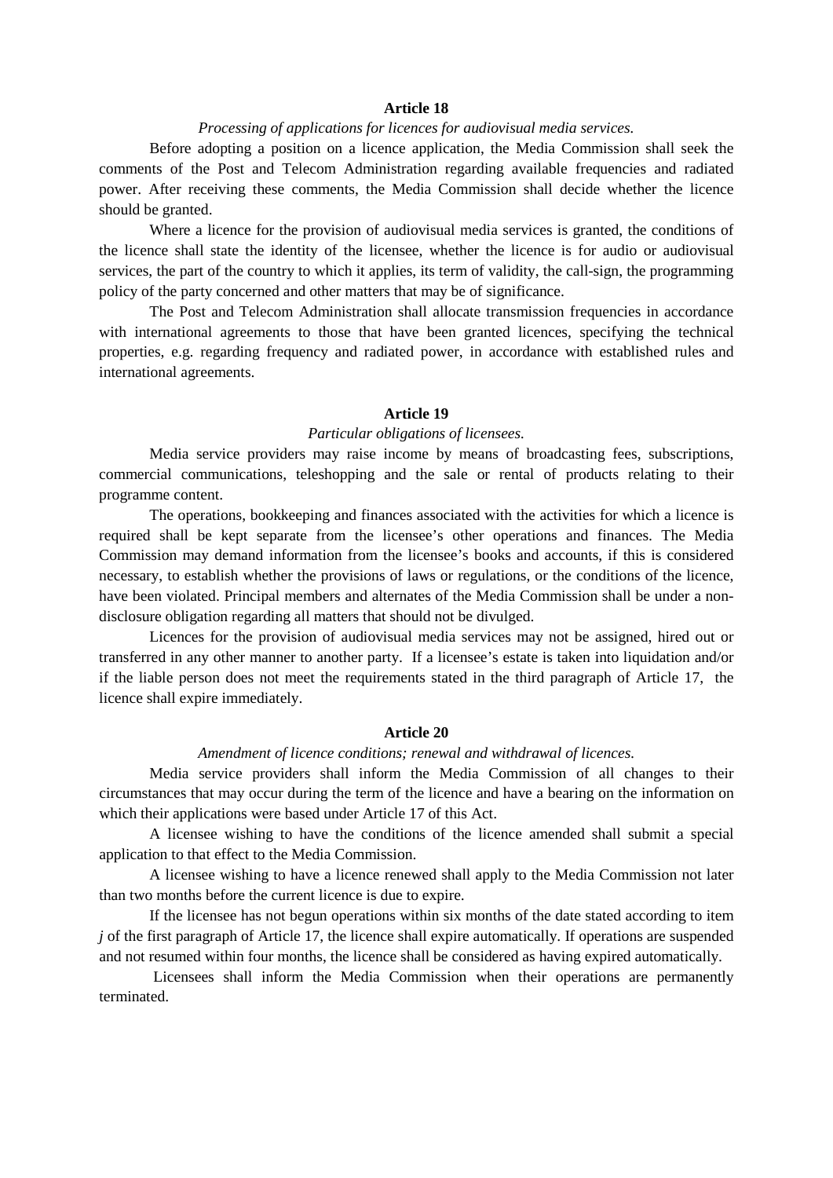### Article 18

*Processing of applications for licences for audiovisual media services.*

Before adopting a position on a licence application, the Media Commission shall seek the comments of the Post and Telecom Administration regarding available frequencies and radiated power. After receiving these comments, the Media Commission shall decide whether the licence should be granted.

Where a licence for the provision of audiovisual media services is granted, the conditions of the licence shall state the identity of the licensee, whether the licence is for audio or audiovisual services, the part of the country to which it applies, its term of validity, the call-sign, the programming policy of the party concerned and other matters that may be of significance.

The Post and Telecom Administration shall allocate transmission frequencies in accordance with international agreements to those that have been granted licences, specifying the technical properties, e.g. regarding frequency and radiated power, in accordance with established rules and international agreements.

### Article 19

*Particular obligations of licensees.*

Media service providers may raise income by means of broadcasting fees, subscriptions, commercial communications, teleshopping and the sale or rental of products relating to their programme content.

The operations, bookkeeping and finances associated with the activities for which a licence is required shall be kept separate from the licensee's other operations and finances. The Media Commission may demand information from the licensee's books and accounts, if this is considered necessary, to establish whether the provisions of laws or regulations, or the conditions of the licence, have been violated. Principal members and alternates of the Media Commission shall be under a non-disclosure obligation regarding all matters that should not be divulged.

Licences for the provision of audiovisual media services may not be assigned, hired out or transferred in any other manner to another party. If a licensee's estate is taken into liquidation and/or if the liable person does not meet the requirements stated in the third paragraph of Article 17, the licence shall expire immediately.

### Article 20

*Amendment of licence conditions; renewal and withdrawal of licences.*

Media service providers shall inform the Media Commission of all changes to their circumstances that may occur during the term of the licence and have a bearing on the information on which their applications were based under Article 17 of this Act.

A licensee wishing to have the conditions of the licence amended shall submit a special application to that effect to the Media Commission.

A licensee wishing to have a licence renewed shall apply to the Media Commission not later than two months before the current licence is due to expire.

If the licensee has not begun operations within six months of the date stated according to item *j* of the first paragraph of Article 17, the licence shall expire automatically. If operations are suspended and not resumed within four months, the licence shall be considered as having expired automatically.

Licensees shall inform the Media Commission when their operations are permanently terminated.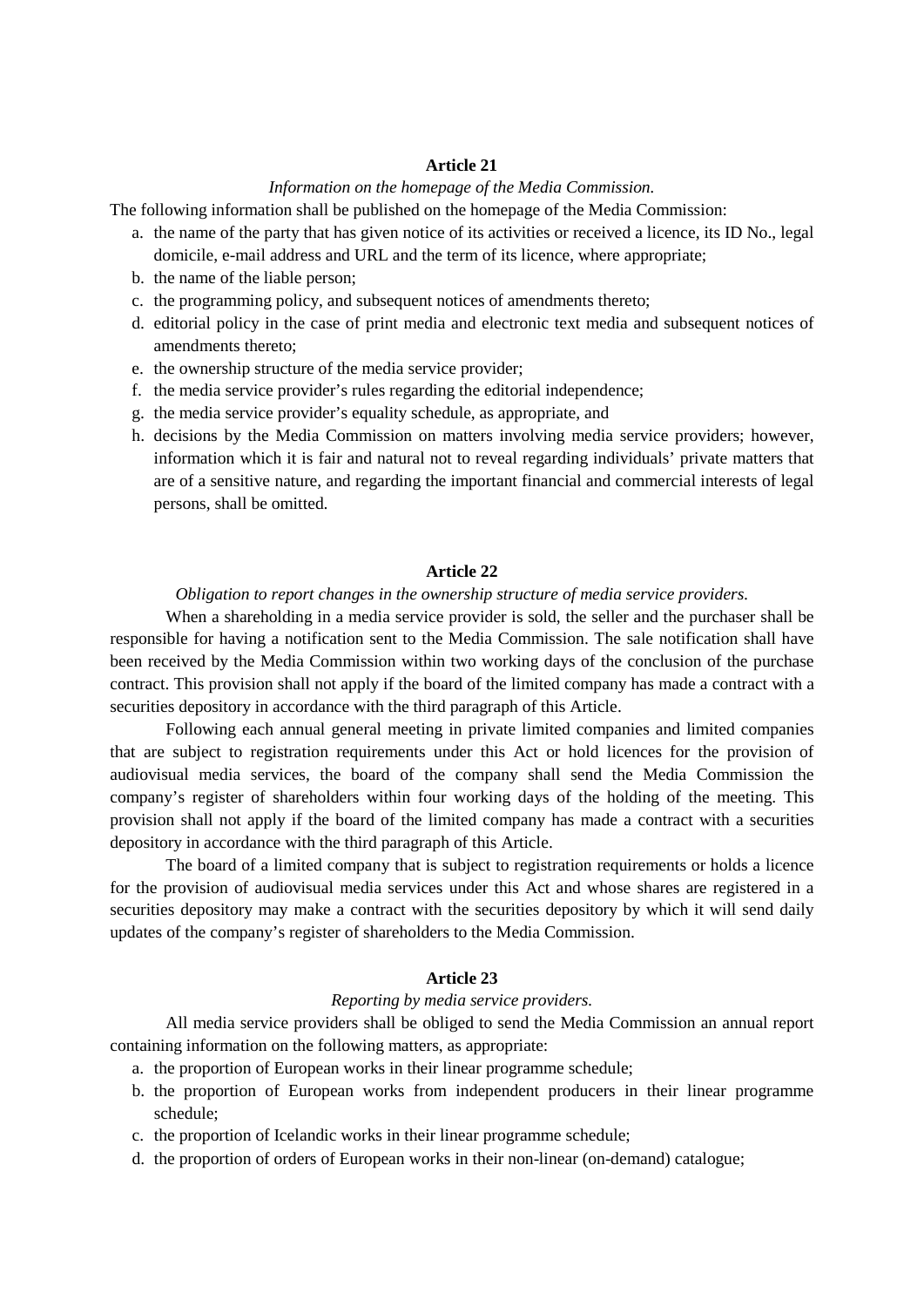### Article 21

*Information on the homepage of the Media Commission.*

The following information shall be published on the homepage of the Media Commission:

a. the name of the party that has given notice of its activities or received a licence, its ID No., legal domicile, e-mail address and URL and the term of its licence, where appropriate;
b. the name of the liable person;
c. the programming policy, and subsequent notices of amendments thereto;
d. editorial policy in the case of print media and electronic text media and subsequent notices of amendments thereto;
e. the ownership structure of the media service provider;
f. the media service provider's rules regarding the editorial independence;
g. the media service provider's equality schedule, as appropriate, and
h. decisions by the Media Commission on matters involving media service providers; however, information which it is fair and natural not to reveal regarding individuals' private matters that are of a sensitive nature, and regarding the important financial and commercial interests of legal persons, shall be omitted.

### Article 22

*Obligation to report changes in the ownership structure of media service providers.*

When a shareholding in a media service provider is sold, the seller and the purchaser shall be responsible for having a notification sent to the Media Commission. The sale notification shall have been received by the Media Commission within two working days of the conclusion of the purchase contract. This provision shall not apply if the board of the limited company has made a contract with a securities depository in accordance with the third paragraph of this Article.

Following each annual general meeting in private limited companies and limited companies that are subject to registration requirements under this Act or hold licences for the provision of audiovisual media services, the board of the company shall send the Media Commission the company's register of shareholders within four working days of the holding of the meeting. This provision shall not apply if the board of the limited company has made a contract with a securities depository in accordance with the third paragraph of this Article.

The board of a limited company that is subject to registration requirements or holds a licence for the provision of audiovisual media services under this Act and whose shares are registered in a securities depository may make a contract with the securities depository by which it will send daily updates of the company's register of shareholders to the Media Commission.

### Article 23

*Reporting by media service providers.*

All media service providers shall be obliged to send the Media Commission an annual report containing information on the following matters, as appropriate:

a. the proportion of European works in their linear programme schedule;
b. the proportion of European works from independent producers in their linear programme schedule;
c. the proportion of Icelandic works in their linear programme schedule;
d. the proportion of orders of European works in their non-linear (on-demand) catalogue;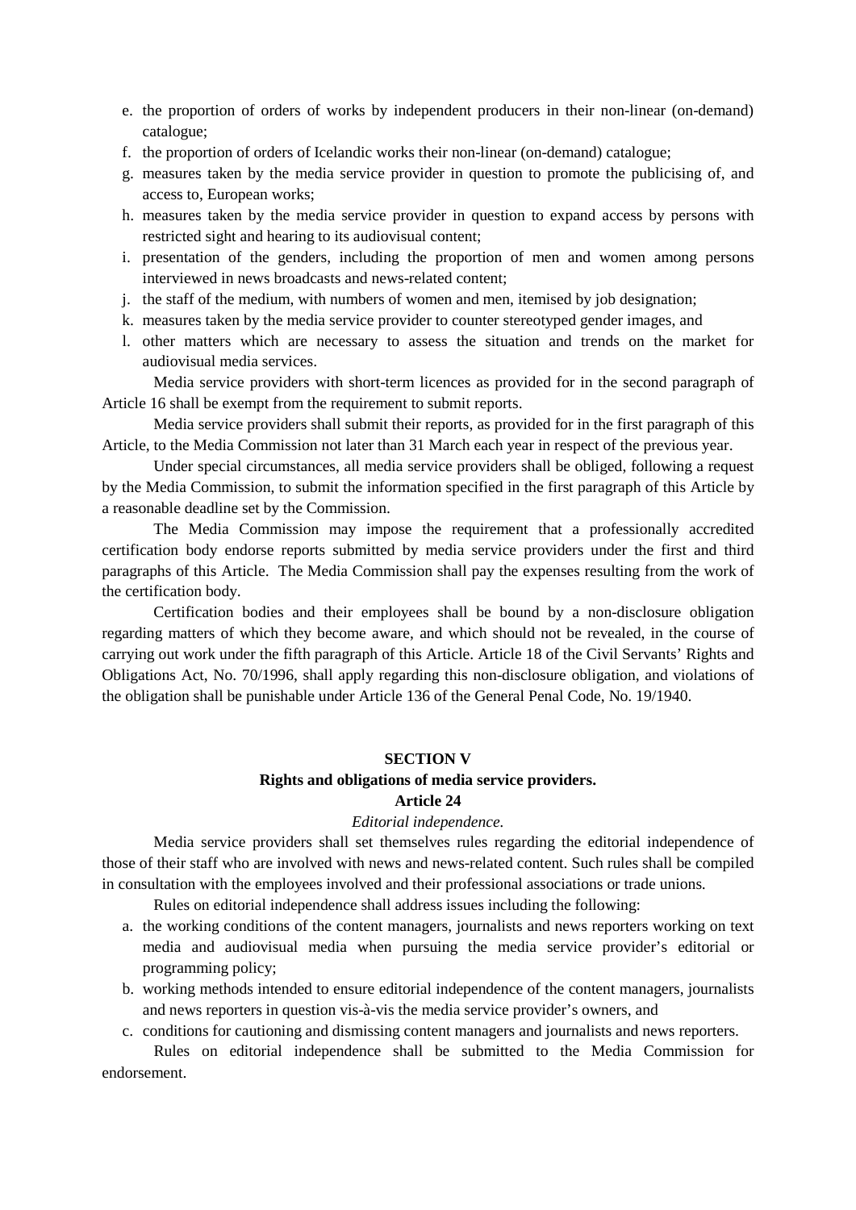e. the proportion of orders of works by independent producers in their non-linear (on-demand) catalogue;
f. the proportion of orders of Icelandic works their non-linear (on-demand) catalogue;
g. measures taken by the media service provider in question to promote the publicising of, and access to, European works;
h. measures taken by the media service provider in question to expand access by persons with restricted sight and hearing to its audiovisual content;
i. presentation of the genders, including the proportion of men and women among persons interviewed in news broadcasts and news-related content;
j. the staff of the medium, with numbers of women and men, itemised by job designation;
k. measures taken by the media service provider to counter stereotyped gender images, and
l. other matters which are necessary to assess the situation and trends on the market for audiovisual media services.

Media service providers with short-term licences as provided for in the second paragraph of Article 16 shall be exempt from the requirement to submit reports.

Media service providers shall submit their reports, as provided for in the first paragraph of this Article, to the Media Commission not later than 31 March each year in respect of the previous year.

Under special circumstances, all media service providers shall be obliged, following a request by the Media Commission, to submit the information specified in the first paragraph of this Article by a reasonable deadline set by the Commission.

The Media Commission may impose the requirement that a professionally accredited certification body endorse reports submitted by media service providers under the first and third paragraphs of this Article. The Media Commission shall pay the expenses resulting from the work of the certification body.

Certification bodies and their employees shall be bound by a non-disclosure obligation regarding matters of which they become aware, and which should not be revealed, in the course of carrying out work under the fifth paragraph of this Article. Article 18 of the Civil Servants' Rights and Obligations Act, No. 70/1996, shall apply regarding this non-disclosure obligation, and violations of the obligation shall be punishable under Article 136 of the General Penal Code, No. 19/1940.

## SECTION V
## Rights and obligations of media service providers.
### Article 24
*Editorial independence.*

Media service providers shall set themselves rules regarding the editorial independence of those of their staff who are involved with news and news-related content. Such rules shall be compiled in consultation with the employees involved and their professional associations or trade unions.

Rules on editorial independence shall address issues including the following:

a. the working conditions of the content managers, journalists and news reporters working on text media and audiovisual media when pursuing the media service provider's editorial or programming policy;
b. working methods intended to ensure editorial independence of the content managers, journalists and news reporters in question vis-à-vis the media service provider's owners, and
c. conditions for cautioning and dismissing content managers and journalists and news reporters.

Rules on editorial independence shall be submitted to the Media Commission for endorsement.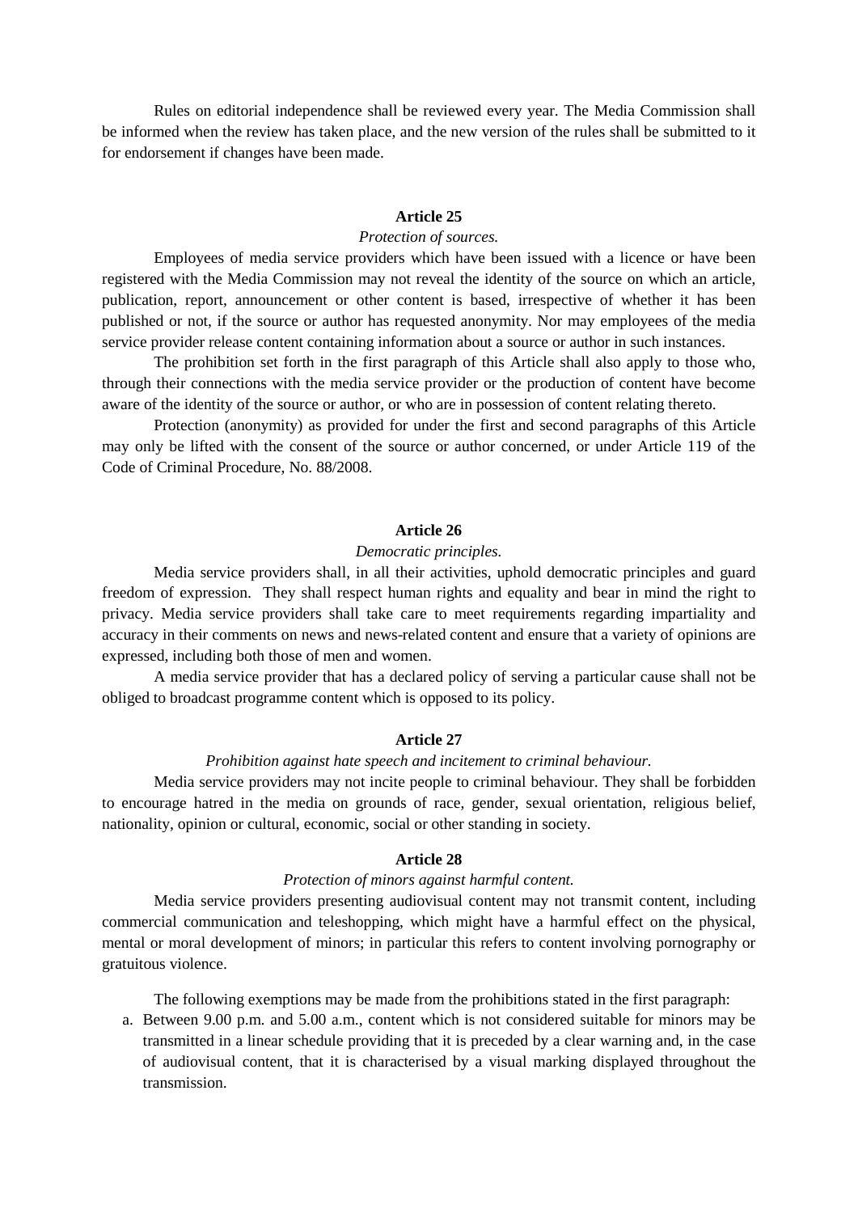Rules on editorial independence shall be reviewed every year. The Media Commission shall be informed when the review has taken place, and the new version of the rules shall be submitted to it for endorsement if changes have been made.

**Article 25**

*Protection of sources.*

Employees of media service providers which have been issued with a licence or have been registered with the Media Commission may not reveal the identity of the source on which an article, publication, report, announcement or other content is based, irrespective of whether it has been published or not, if the source or author has requested anonymity. Nor may employees of the media service provider release content containing information about a source or author in such instances.

The prohibition set forth in the first paragraph of this Article shall also apply to those who, through their connections with the media service provider or the production of content have become aware of the identity of the source or author, or who are in possession of content relating thereto.

Protection (anonymity) as provided for under the first and second paragraphs of this Article may only be lifted with the consent of the source or author concerned, or under Article 119 of the Code of Criminal Procedure, No. 88/2008.

**Article 26**

*Democratic principles.*

Media service providers shall, in all their activities, uphold democratic principles and guard freedom of expression. They shall respect human rights and equality and bear in mind the right to privacy. Media service providers shall take care to meet requirements regarding impartiality and accuracy in their comments on news and news-related content and ensure that a variety of opinions are expressed, including both those of men and women.

A media service provider that has a declared policy of serving a particular cause shall not be obliged to broadcast programme content which is opposed to its policy.

**Article 27**

*Prohibition against hate speech and incitement to criminal behaviour.*

Media service providers may not incite people to criminal behaviour. They shall be forbidden to encourage hatred in the media on grounds of race, gender, sexual orientation, religious belief, nationality, opinion or cultural, economic, social or other standing in society.

**Article 28**

*Protection of minors against harmful content.*

Media service providers presenting audiovisual content may not transmit content, including commercial communication and teleshopping, which might have a harmful effect on the physical, mental or moral development of minors; in particular this refers to content involving pornography or gratuitous violence.

The following exemptions may be made from the prohibitions stated in the first paragraph:

a. Between 9.00 p.m. and 5.00 a.m., content which is not considered suitable for minors may be transmitted in a linear schedule providing that it is preceded by a clear warning and, in the case of audiovisual content, that it is characterised by a visual marking displayed throughout the transmission.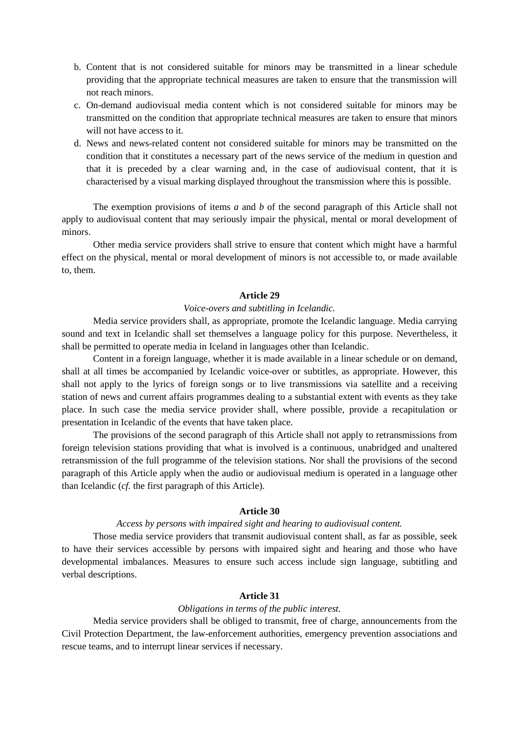b. Content that is not considered suitable for minors may be transmitted in a linear schedule providing that the appropriate technical measures are taken to ensure that the transmission will not reach minors.
c. On-demand audiovisual media content which is not considered suitable for minors may be transmitted on the condition that appropriate technical measures are taken to ensure that minors will not have access to it.
d. News and news-related content not considered suitable for minors may be transmitted on the condition that it constitutes a necessary part of the news service of the medium in question and that it is preceded by a clear warning and, in the case of audiovisual content, that it is characterised by a visual marking displayed throughout the transmission where this is possible.

The exemption provisions of items *a* and *b* of the second paragraph of this Article shall not apply to audiovisual content that may seriously impair the physical, mental or moral development of minors.

Other media service providers shall strive to ensure that content which might have a harmful effect on the physical, mental or moral development of minors is not accessible to, or made available to, them.

**Article 29**

*Voice-overs and subtitling in Icelandic.*

Media service providers shall, as appropriate, promote the Icelandic language. Media carrying sound and text in Icelandic shall set themselves a language policy for this purpose. Nevertheless, it shall be permitted to operate media in Iceland in languages other than Icelandic.

Content in a foreign language, whether it is made available in a linear schedule or on demand, shall at all times be accompanied by Icelandic voice-over or subtitles, as appropriate. However, this shall not apply to the lyrics of foreign songs or to live transmissions via satellite and a receiving station of news and current affairs programmes dealing to a substantial extent with events as they take place. In such case the media service provider shall, where possible, provide a recapitulation or presentation in Icelandic of the events that have taken place.

The provisions of the second paragraph of this Article shall not apply to retransmissions from foreign television stations providing that what is involved is a continuous, unabridged and unaltered retransmission of the full programme of the television stations. Nor shall the provisions of the second paragraph of this Article apply when the audio or audiovisual medium is operated in a language other than Icelandic (*cf.* the first paragraph of this Article).

**Article 30**

*Access by persons with impaired sight and hearing to audiovisual content.*

Those media service providers that transmit audiovisual content shall, as far as possible, seek to have their services accessible by persons with impaired sight and hearing and those who have developmental imbalances. Measures to ensure such access include sign language, subtitling and verbal descriptions.

**Article 31**

*Obligations in terms of the public interest.*

Media service providers shall be obliged to transmit, free of charge, announcements from the Civil Protection Department, the law-enforcement authorities, emergency prevention associations and rescue teams, and to interrupt linear services if necessary.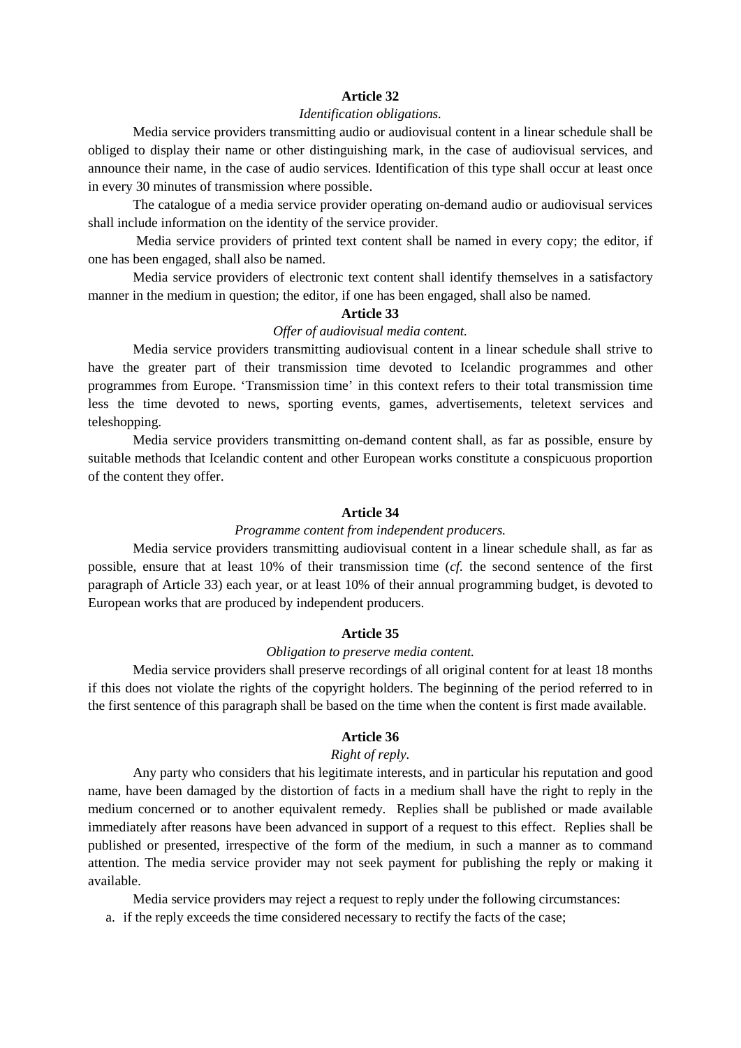### Article 32

*Identification obligations.*

Media service providers transmitting audio or audiovisual content in a linear schedule shall be obliged to display their name or other distinguishing mark, in the case of audiovisual services, and announce their name, in the case of audio services. Identification of this type shall occur at least once in every 30 minutes of transmission where possible.

The catalogue of a media service provider operating on-demand audio or audiovisual services shall include information on the identity of the service provider.

Media service providers of printed text content shall be named in every copy; the editor, if one has been engaged, shall also be named.

Media service providers of electronic text content shall identify themselves in a satisfactory manner in the medium in question; the editor, if one has been engaged, shall also be named.

### Article 33

*Offer of audiovisual media content.*

Media service providers transmitting audiovisual content in a linear schedule shall strive to have the greater part of their transmission time devoted to Icelandic programmes and other programmes from Europe. 'Transmission time' in this context refers to their total transmission time less the time devoted to news, sporting events, games, advertisements, teletext services and teleshopping.

Media service providers transmitting on-demand content shall, as far as possible, ensure by suitable methods that Icelandic content and other European works constitute a conspicuous proportion of the content they offer.

### Article 34

*Programme content from independent producers.*

Media service providers transmitting audiovisual content in a linear schedule shall, as far as possible, ensure that at least 10% of their transmission time (*cf.* the second sentence of the first paragraph of Article 33) each year, or at least 10% of their annual programming budget, is devoted to European works that are produced by independent producers.

### Article 35

*Obligation to preserve media content.*

Media service providers shall preserve recordings of all original content for at least 18 months if this does not violate the rights of the copyright holders. The beginning of the period referred to in the first sentence of this paragraph shall be based on the time when the content is first made available.

### Article 36

*Right of reply.*

Any party who considers that his legitimate interests, and in particular his reputation and good name, have been damaged by the distortion of facts in a medium shall have the right to reply in the medium concerned or to another equivalent remedy. Replies shall be published or made available immediately after reasons have been advanced in support of a request to this effect. Replies shall be published or presented, irrespective of the form of the medium, in such a manner as to command attention. The media service provider may not seek payment for publishing the reply or making it available.

Media service providers may reject a request to reply under the following circumstances:

a. if the reply exceeds the time considered necessary to rectify the facts of the case;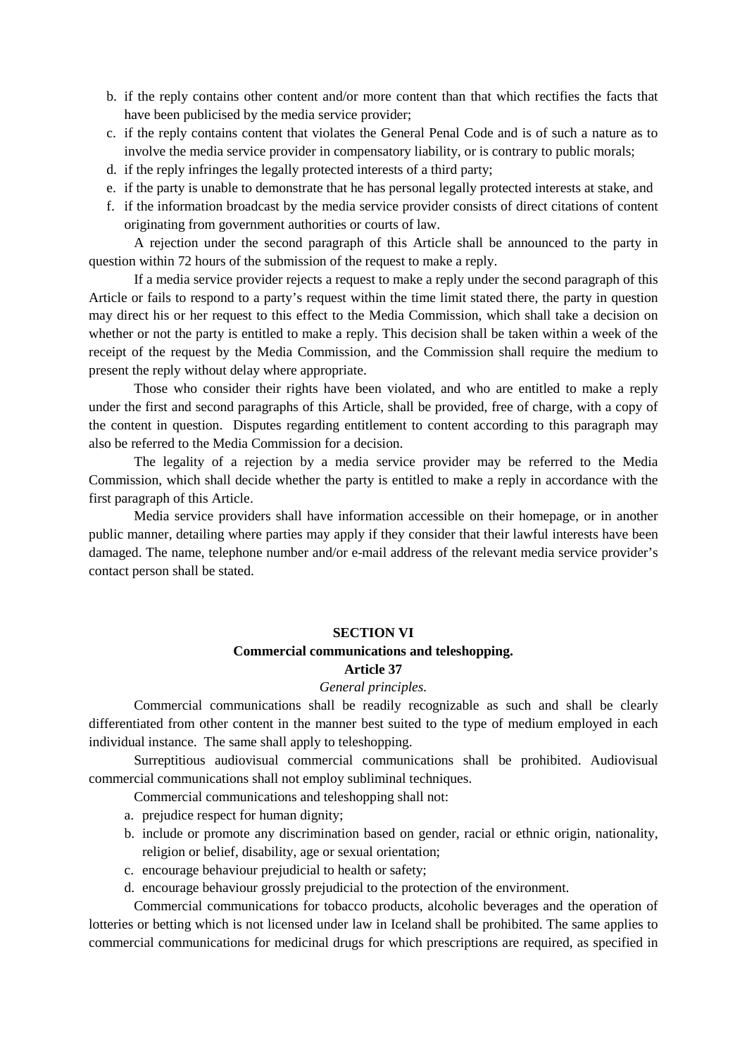b. if the reply contains other content and/or more content than that which rectifies the facts that have been publicised by the media service provider;
c. if the reply contains content that violates the General Penal Code and is of such a nature as to involve the media service provider in compensatory liability, or is contrary to public morals;
d. if the reply infringes the legally protected interests of a third party;
e. if the party is unable to demonstrate that he has personal legally protected interests at stake, and
f. if the information broadcast by the media service provider consists of direct citations of content originating from government authorities or courts of law.

A rejection under the second paragraph of this Article shall be announced to the party in question within 72 hours of the submission of the request to make a reply.

If a media service provider rejects a request to make a reply under the second paragraph of this Article or fails to respond to a party's request within the time limit stated there, the party in question may direct his or her request to this effect to the Media Commission, which shall take a decision on whether or not the party is entitled to make a reply. This decision shall be taken within a week of the receipt of the request by the Media Commission, and the Commission shall require the medium to present the reply without delay where appropriate.

Those who consider their rights have been violated, and who are entitled to make a reply under the first and second paragraphs of this Article, shall be provided, free of charge, with a copy of the content in question. Disputes regarding entitlement to content according to this paragraph may also be referred to the Media Commission for a decision.

The legality of a rejection by a media service provider may be referred to the Media Commission, which shall decide whether the party is entitled to make a reply in accordance with the first paragraph of this Article.

Media service providers shall have information accessible on their homepage, or in another public manner, detailing where parties may apply if they consider that their lawful interests have been damaged. The name, telephone number and/or e-mail address of the relevant media service provider's contact person shall be stated.

## SECTION VI
## Commercial communications and teleshopping.
### Article 37
*General principles.*

Commercial communications shall be readily recognizable as such and shall be clearly differentiated from other content in the manner best suited to the type of medium employed in each individual instance. The same shall apply to teleshopping.

Surreptitious audiovisual commercial communications shall be prohibited. Audiovisual commercial communications shall not employ subliminal techniques.

Commercial communications and teleshopping shall not:

a. prejudice respect for human dignity;
b. include or promote any discrimination based on gender, racial or ethnic origin, nationality, religion or belief, disability, age or sexual orientation;
c. encourage behaviour prejudicial to health or safety;
d. encourage behaviour grossly prejudicial to the protection of the environment.

Commercial communications for tobacco products, alcoholic beverages and the operation of lotteries or betting which is not licensed under law in Iceland shall be prohibited. The same applies to commercial communications for medicinal drugs for which prescriptions are required, as specified in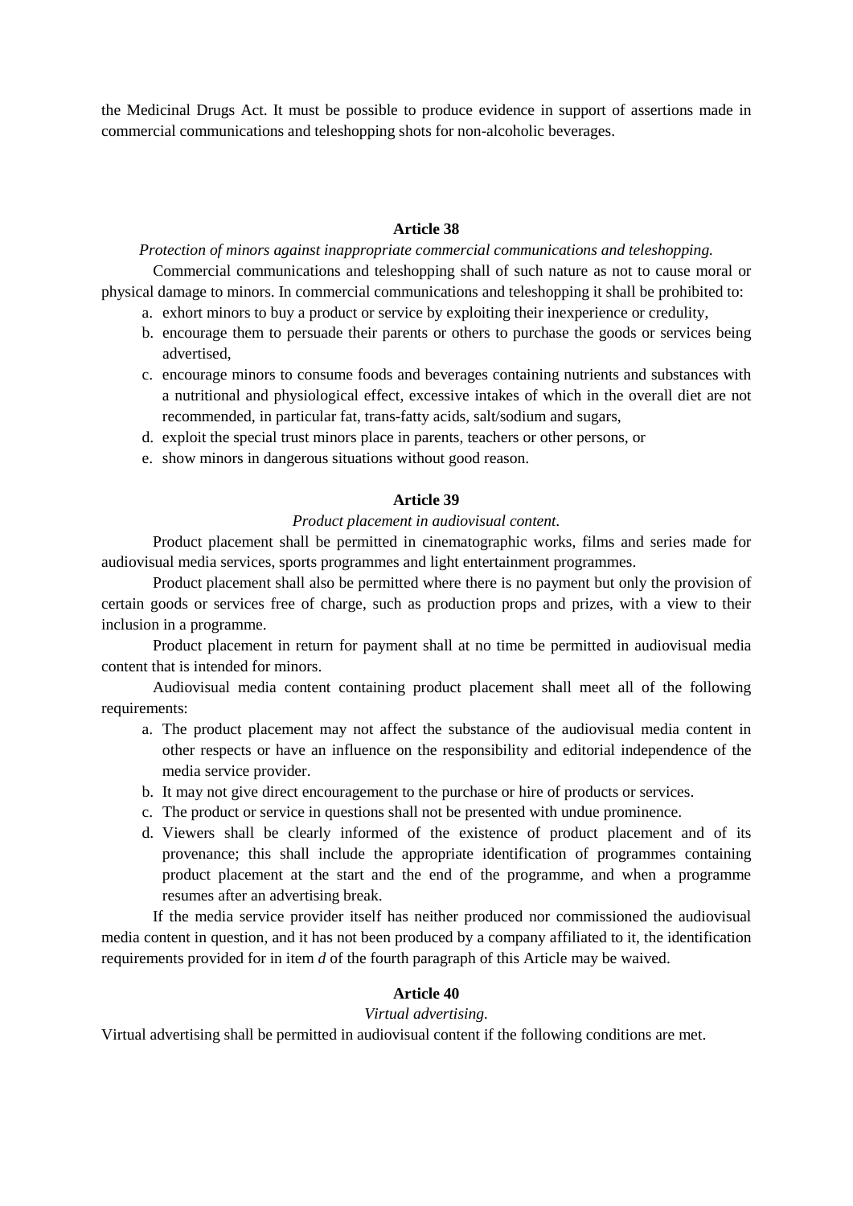the Medicinal Drugs Act. It must be possible to produce evidence in support of assertions made in commercial communications and teleshopping shots for non-alcoholic beverages.

### Article 38

*Protection of minors against inappropriate commercial communications and teleshopping.*

Commercial communications and teleshopping shall of such nature as not to cause moral or physical damage to minors. In commercial communications and teleshopping it shall be prohibited to:

a. exhort minors to buy a product or service by exploiting their inexperience or credulity,
b. encourage them to persuade their parents or others to purchase the goods or services being advertised,
c. encourage minors to consume foods and beverages containing nutrients and substances with a nutritional and physiological effect, excessive intakes of which in the overall diet are not recommended, in particular fat, trans-fatty acids, salt/sodium and sugars,
d. exploit the special trust minors place in parents, teachers or other persons, or
e. show minors in dangerous situations without good reason.

### Article 39

*Product placement in audiovisual content.*

Product placement shall be permitted in cinematographic works, films and series made for audiovisual media services, sports programmes and light entertainment programmes.

Product placement shall also be permitted where there is no payment but only the provision of certain goods or services free of charge, such as production props and prizes, with a view to their inclusion in a programme.

Product placement in return for payment shall at no time be permitted in audiovisual media content that is intended for minors.

Audiovisual media content containing product placement shall meet all of the following requirements:

a. The product placement may not affect the substance of the audiovisual media content in other respects or have an influence on the responsibility and editorial independence of the media service provider.
b. It may not give direct encouragement to the purchase or hire of products or services.
c. The product or service in questions shall not be presented with undue prominence.
d. Viewers shall be clearly informed of the existence of product placement and of its provenance; this shall include the appropriate identification of programmes containing product placement at the start and the end of the programme, and when a programme resumes after an advertising break.

If the media service provider itself has neither produced nor commissioned the audiovisual media content in question, and it has not been produced by a company affiliated to it, the identification requirements provided for in item *d* of the fourth paragraph of this Article may be waived.

### Article 40

*Virtual advertising.*

Virtual advertising shall be permitted in audiovisual content if the following conditions are met.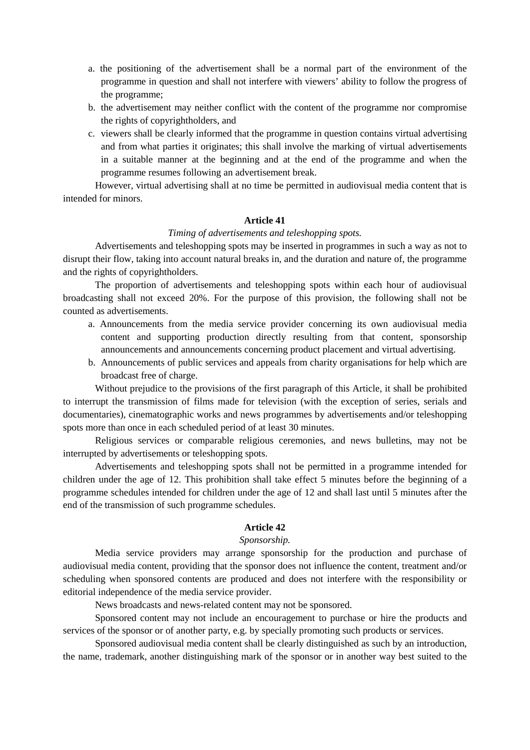a. the positioning of the advertisement shall be a normal part of the environment of the programme in question and shall not interfere with viewers' ability to follow the progress of the programme;
b. the advertisement may neither conflict with the content of the programme nor compromise the rights of copyrightholders, and
c. viewers shall be clearly informed that the programme in question contains virtual advertising and from what parties it originates; this shall involve the marking of virtual advertisements in a suitable manner at the beginning and at the end of the programme and when the programme resumes following an advertisement break.

However, virtual advertising shall at no time be permitted in audiovisual media content that is intended for minors.

**Article 41**

*Timing of advertisements and teleshopping spots.*

Advertisements and teleshopping spots may be inserted in programmes in such a way as not to disrupt their flow, taking into account natural breaks in, and the duration and nature of, the programme and the rights of copyrightholders.

The proportion of advertisements and teleshopping spots within each hour of audiovisual broadcasting shall not exceed 20%. For the purpose of this provision, the following shall not be counted as advertisements.

a. Announcements from the media service provider concerning its own audiovisual media content and supporting production directly resulting from that content, sponsorship announcements and announcements concerning product placement and virtual advertising.
b. Announcements of public services and appeals from charity organisations for help which are broadcast free of charge.

Without prejudice to the provisions of the first paragraph of this Article, it shall be prohibited to interrupt the transmission of films made for television (with the exception of series, serials and documentaries), cinematographic works and news programmes by advertisements and/or teleshopping spots more than once in each scheduled period of at least 30 minutes.

Religious services or comparable religious ceremonies, and news bulletins, may not be interrupted by advertisements or teleshopping spots.

Advertisements and teleshopping spots shall not be permitted in a programme intended for children under the age of 12. This prohibition shall take effect 5 minutes before the beginning of a programme schedules intended for children under the age of 12 and shall last until 5 minutes after the end of the transmission of such programme schedules.

**Article 42**

*Sponsorship.*

Media service providers may arrange sponsorship for the production and purchase of audiovisual media content, providing that the sponsor does not influence the content, treatment and/or scheduling when sponsored contents are produced and does not interfere with the responsibility or editorial independence of the media service provider.

News broadcasts and news-related content may not be sponsored.

Sponsored content may not include an encouragement to purchase or hire the products and services of the sponsor or of another party, e.g. by specially promoting such products or services.

Sponsored audiovisual media content shall be clearly distinguished as such by an introduction, the name, trademark, another distinguishing mark of the sponsor or in another way best suited to the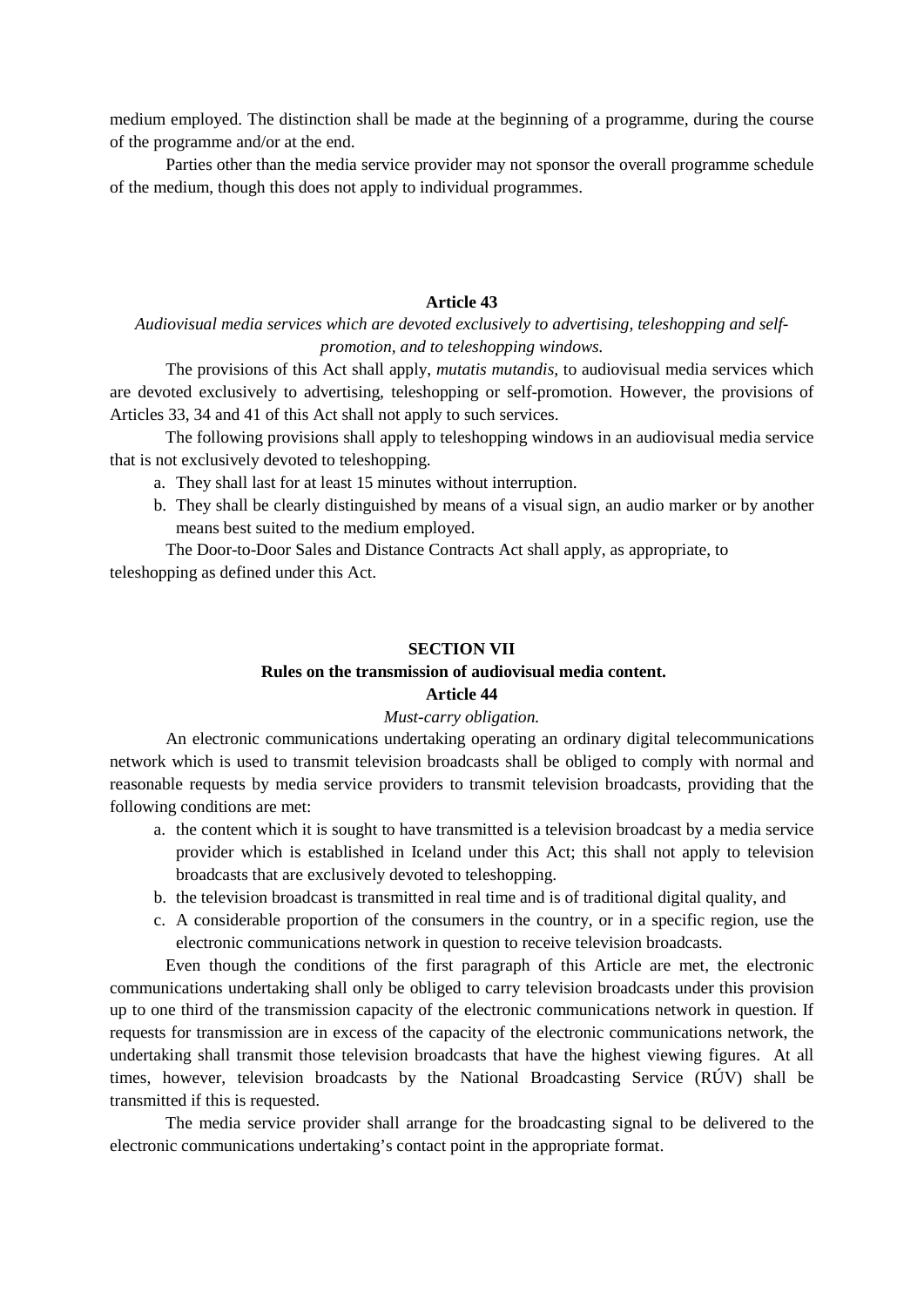medium employed. The distinction shall be made at the beginning of a programme, during the course of the programme and/or at the end.

Parties other than the media service provider may not sponsor the overall programme schedule of the medium, though this does not apply to individual programmes.

### Article 43

*Audiovisual media services which are devoted exclusively to advertising, teleshopping and self-promotion, and to teleshopping windows.*

The provisions of this Act shall apply, *mutatis mutandis,* to audiovisual media services which are devoted exclusively to advertising, teleshopping or self-promotion. However, the provisions of Articles 33, 34 and 41 of this Act shall not apply to such services.

The following provisions shall apply to teleshopping windows in an audiovisual media service that is not exclusively devoted to teleshopping.

a. They shall last for at least 15 minutes without interruption.
b. They shall be clearly distinguished by means of a visual sign, an audio marker or by another means best suited to the medium employed.

The Door-to-Door Sales and Distance Contracts Act shall apply, as appropriate, to teleshopping as defined under this Act.

## SECTION VII

## Rules on the transmission of audiovisual media content.

### Article 44

*Must-carry obligation.*

An electronic communications undertaking operating an ordinary digital telecommunications network which is used to transmit television broadcasts shall be obliged to comply with normal and reasonable requests by media service providers to transmit television broadcasts, providing that the following conditions are met:

a. the content which it is sought to have transmitted is a television broadcast by a media service provider which is established in Iceland under this Act; this shall not apply to television broadcasts that are exclusively devoted to teleshopping.
b. the television broadcast is transmitted in real time and is of traditional digital quality, and
c. A considerable proportion of the consumers in the country, or in a specific region, use the electronic communications network in question to receive television broadcasts.

Even though the conditions of the first paragraph of this Article are met, the electronic communications undertaking shall only be obliged to carry television broadcasts under this provision up to one third of the transmission capacity of the electronic communications network in question. If requests for transmission are in excess of the capacity of the electronic communications network, the undertaking shall transmit those television broadcasts that have the highest viewing figures. At all times, however, television broadcasts by the National Broadcasting Service (RÚV) shall be transmitted if this is requested.

The media service provider shall arrange for the broadcasting signal to be delivered to the electronic communications undertaking's contact point in the appropriate format.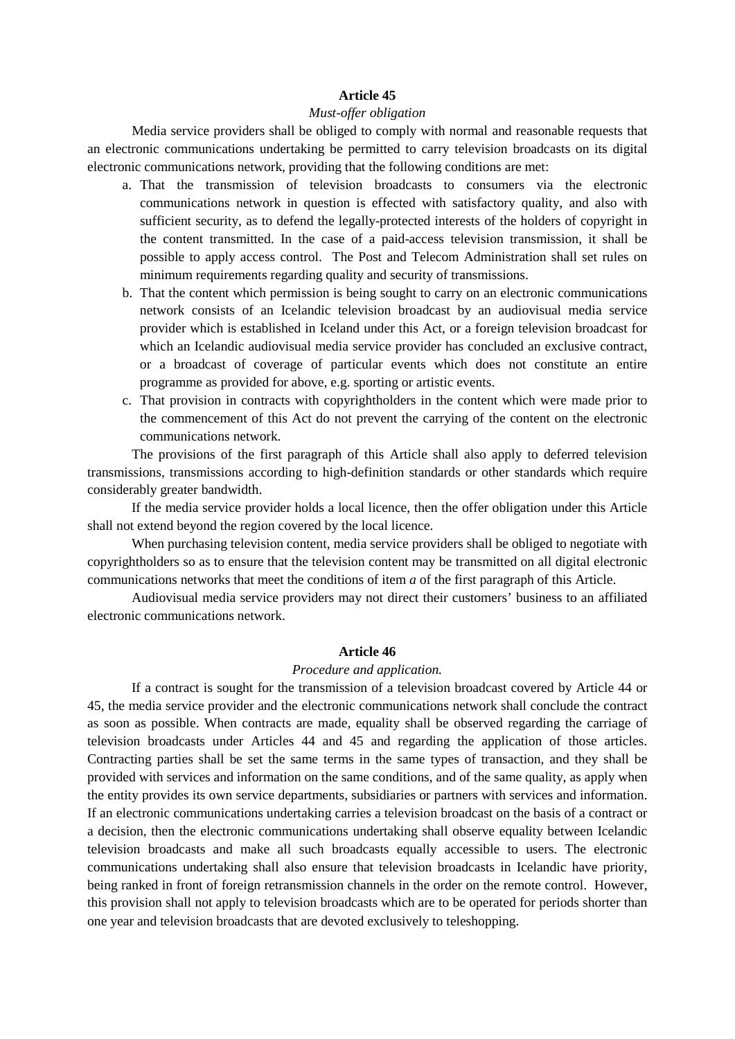### Article 45

*Must-offer obligation*

Media service providers shall be obliged to comply with normal and reasonable requests that an electronic communications undertaking be permitted to carry television broadcasts on its digital electronic communications network, providing that the following conditions are met:

a. That the transmission of television broadcasts to consumers via the electronic communications network in question is effected with satisfactory quality, and also with sufficient security, as to defend the legally-protected interests of the holders of copyright in the content transmitted. In the case of a paid-access television transmission, it shall be possible to apply access control. The Post and Telecom Administration shall set rules on minimum requirements regarding quality and security of transmissions.
b. That the content which permission is being sought to carry on an electronic communications network consists of an Icelandic television broadcast by an audiovisual media service provider which is established in Iceland under this Act, or a foreign television broadcast for which an Icelandic audiovisual media service provider has concluded an exclusive contract, or a broadcast of coverage of particular events which does not constitute an entire programme as provided for above, e.g. sporting or artistic events.
c. That provision in contracts with copyrightholders in the content which were made prior to the commencement of this Act do not prevent the carrying of the content on the electronic communications network.

The provisions of the first paragraph of this Article shall also apply to deferred television transmissions, transmissions according to high-definition standards or other standards which require considerably greater bandwidth.

If the media service provider holds a local licence, then the offer obligation under this Article shall not extend beyond the region covered by the local licence.

When purchasing television content, media service providers shall be obliged to negotiate with copyrightholders so as to ensure that the television content may be transmitted on all digital electronic communications networks that meet the conditions of item *a* of the first paragraph of this Article.

Audiovisual media service providers may not direct their customers' business to an affiliated electronic communications network.

### Article 46

*Procedure and application.*

If a contract is sought for the transmission of a television broadcast covered by Article 44 or 45, the media service provider and the electronic communications network shall conclude the contract as soon as possible. When contracts are made, equality shall be observed regarding the carriage of television broadcasts under Articles 44 and 45 and regarding the application of those articles. Contracting parties shall be set the same terms in the same types of transaction, and they shall be provided with services and information on the same conditions, and of the same quality, as apply when the entity provides its own service departments, subsidiaries or partners with services and information. If an electronic communications undertaking carries a television broadcast on the basis of a contract or a decision, then the electronic communications undertaking shall observe equality between Icelandic television broadcasts and make all such broadcasts equally accessible to users. The electronic communications undertaking shall also ensure that television broadcasts in Icelandic have priority, being ranked in front of foreign retransmission channels in the order on the remote control. However, this provision shall not apply to television broadcasts which are to be operated for periods shorter than one year and television broadcasts that are devoted exclusively to teleshopping.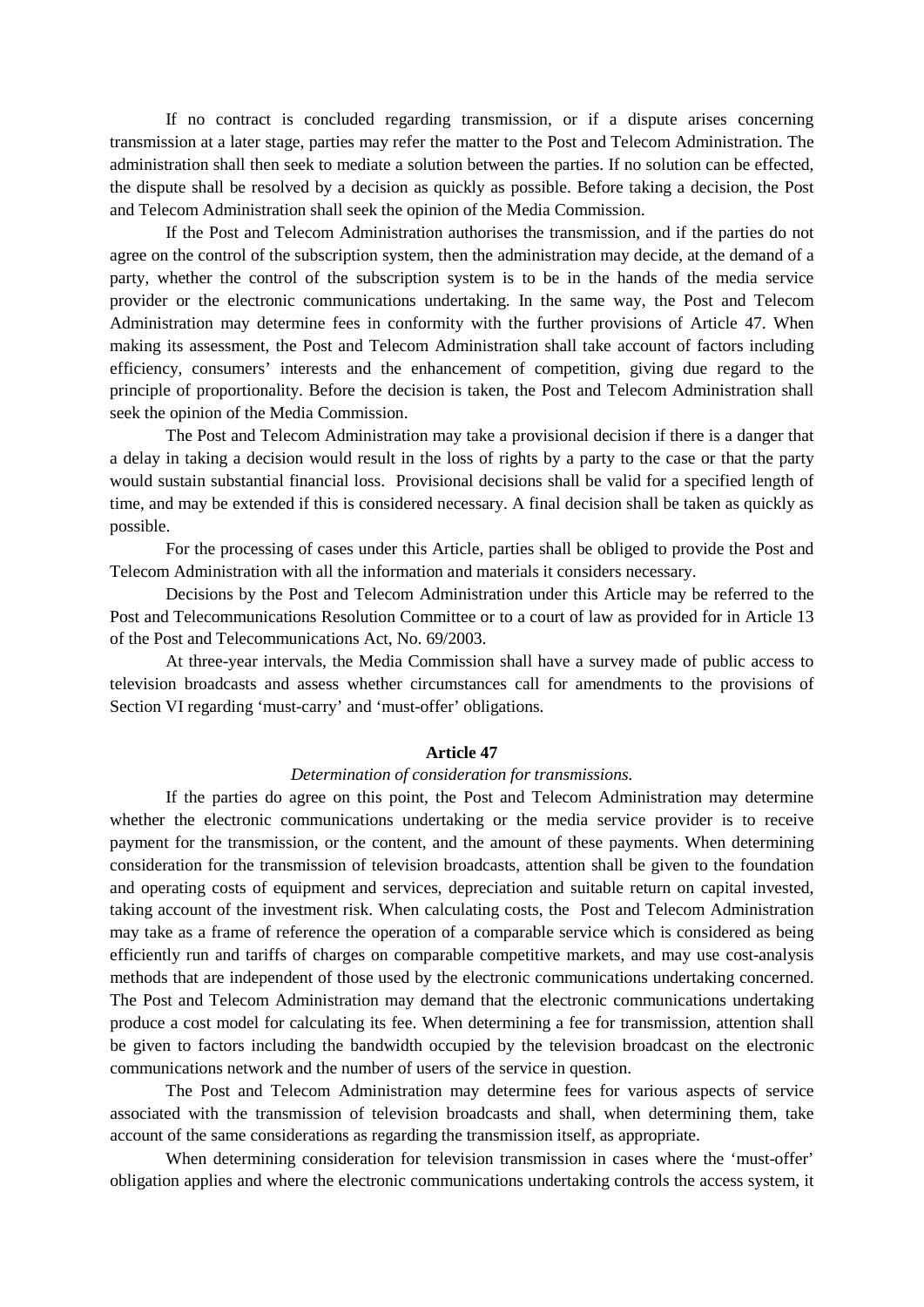If no contract is concluded regarding transmission, or if a dispute arises concerning transmission at a later stage, parties may refer the matter to the Post and Telecom Administration. The administration shall then seek to mediate a solution between the parties. If no solution can be effected, the dispute shall be resolved by a decision as quickly as possible. Before taking a decision, the Post and Telecom Administration shall seek the opinion of the Media Commission.

If the Post and Telecom Administration authorises the transmission, and if the parties do not agree on the control of the subscription system, then the administration may decide, at the demand of a party, whether the control of the subscription system is to be in the hands of the media service provider or the electronic communications undertaking. In the same way, the Post and Telecom Administration may determine fees in conformity with the further provisions of Article 47. When making its assessment, the Post and Telecom Administration shall take account of factors including efficiency, consumers' interests and the enhancement of competition, giving due regard to the principle of proportionality. Before the decision is taken, the Post and Telecom Administration shall seek the opinion of the Media Commission.

The Post and Telecom Administration may take a provisional decision if there is a danger that a delay in taking a decision would result in the loss of rights by a party to the case or that the party would sustain substantial financial loss. Provisional decisions shall be valid for a specified length of time, and may be extended if this is considered necessary. A final decision shall be taken as quickly as possible.

For the processing of cases under this Article, parties shall be obliged to provide the Post and Telecom Administration with all the information and materials it considers necessary.

Decisions by the Post and Telecom Administration under this Article may be referred to the Post and Telecommunications Resolution Committee or to a court of law as provided for in Article 13 of the Post and Telecommunications Act, No. 69/2003.

At three-year intervals, the Media Commission shall have a survey made of public access to television broadcasts and assess whether circumstances call for amendments to the provisions of Section VI regarding 'must-carry' and 'must-offer' obligations.

### Article 47

*Determination of consideration for transmissions.*

If the parties do agree on this point, the Post and Telecom Administration may determine whether the electronic communications undertaking or the media service provider is to receive payment for the transmission, or the content, and the amount of these payments. When determining consideration for the transmission of television broadcasts, attention shall be given to the foundation and operating costs of equipment and services, depreciation and suitable return on capital invested, taking account of the investment risk. When calculating costs, the Post and Telecom Administration may take as a frame of reference the operation of a comparable service which is considered as being efficiently run and tariffs of charges on comparable competitive markets, and may use cost-analysis methods that are independent of those used by the electronic communications undertaking concerned. The Post and Telecom Administration may demand that the electronic communications undertaking produce a cost model for calculating its fee. When determining a fee for transmission, attention shall be given to factors including the bandwidth occupied by the television broadcast on the electronic communications network and the number of users of the service in question.

The Post and Telecom Administration may determine fees for various aspects of service associated with the transmission of television broadcasts and shall, when determining them, take account of the same considerations as regarding the transmission itself, as appropriate.

When determining consideration for television transmission in cases where the 'must-offer' obligation applies and where the electronic communications undertaking controls the access system, it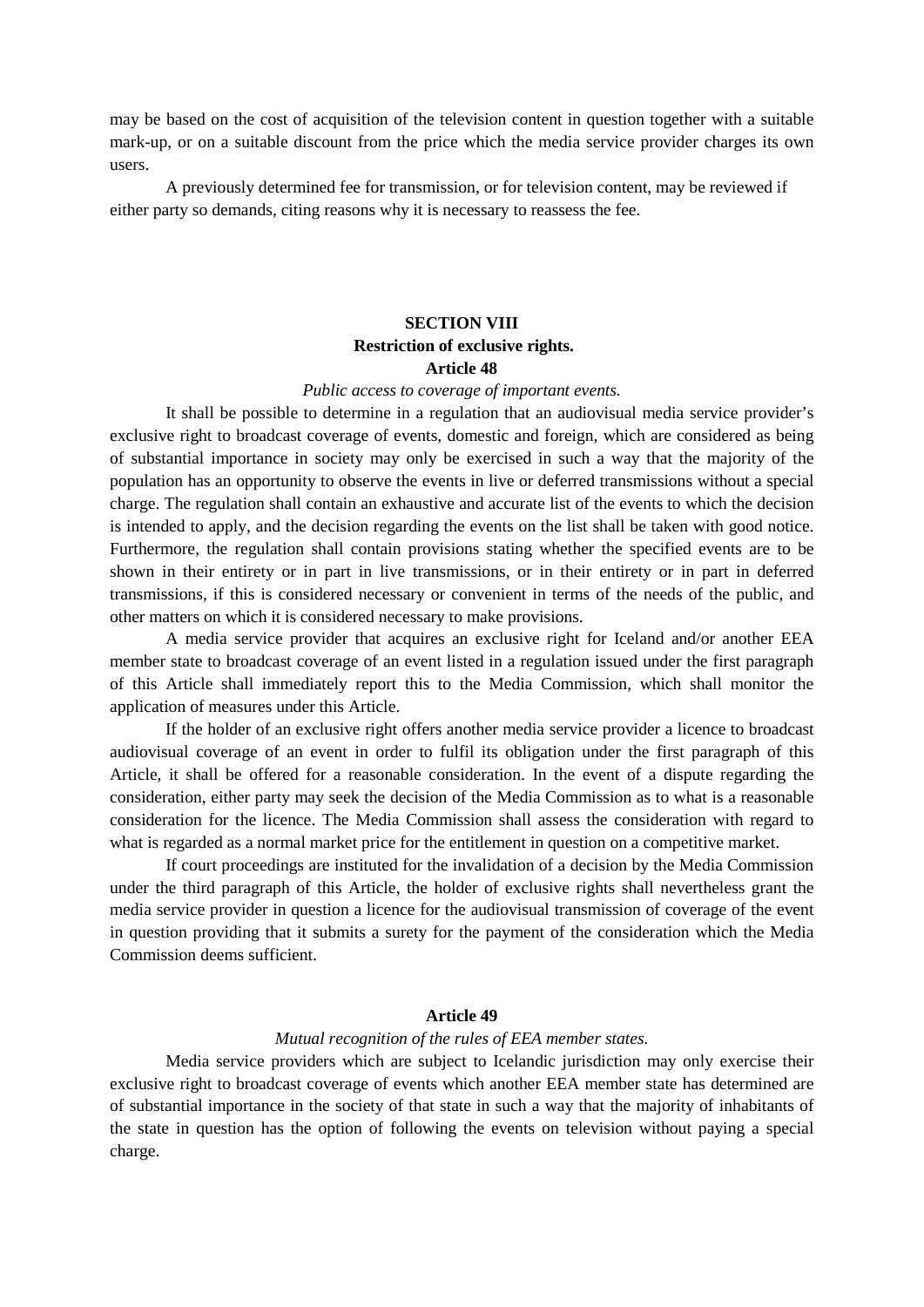may be based on the cost of acquisition of the television content in question together with a suitable mark-up, or on a suitable discount from the price which the media service provider charges its own users.

A previously determined fee for transmission, or for television content, may be reviewed if either party so demands, citing reasons why it is necessary to reassess the fee.

## SECTION VIII
## Restriction of exclusive rights.
### Article 48
*Public access to coverage of important events.*

It shall be possible to determine in a regulation that an audiovisual media service provider's exclusive right to broadcast coverage of events, domestic and foreign, which are considered as being of substantial importance in society may only be exercised in such a way that the majority of the population has an opportunity to observe the events in live or deferred transmissions without a special charge. The regulation shall contain an exhaustive and accurate list of the events to which the decision is intended to apply, and the decision regarding the events on the list shall be taken with good notice. Furthermore, the regulation shall contain provisions stating whether the specified events are to be shown in their entirety or in part in live transmissions, or in their entirety or in part in deferred transmissions, if this is considered necessary or convenient in terms of the needs of the public, and other matters on which it is considered necessary to make provisions.

A media service provider that acquires an exclusive right for Iceland and/or another EEA member state to broadcast coverage of an event listed in a regulation issued under the first paragraph of this Article shall immediately report this to the Media Commission, which shall monitor the application of measures under this Article.

If the holder of an exclusive right offers another media service provider a licence to broadcast audiovisual coverage of an event in order to fulfil its obligation under the first paragraph of this Article, it shall be offered for a reasonable consideration. In the event of a dispute regarding the consideration, either party may seek the decision of the Media Commission as to what is a reasonable consideration for the licence. The Media Commission shall assess the consideration with regard to what is regarded as a normal market price for the entitlement in question on a competitive market.

If court proceedings are instituted for the invalidation of a decision by the Media Commission under the third paragraph of this Article, the holder of exclusive rights shall nevertheless grant the media service provider in question a licence for the audiovisual transmission of coverage of the event in question providing that it submits a surety for the payment of the consideration which the Media Commission deems sufficient.

### Article 49
*Mutual recognition of the rules of EEA member states.*

Media service providers which are subject to Icelandic jurisdiction may only exercise their exclusive right to broadcast coverage of events which another EEA member state has determined are of substantial importance in the society of that state in such a way that the majority of inhabitants of the state in question has the option of following the events on television without paying a special charge.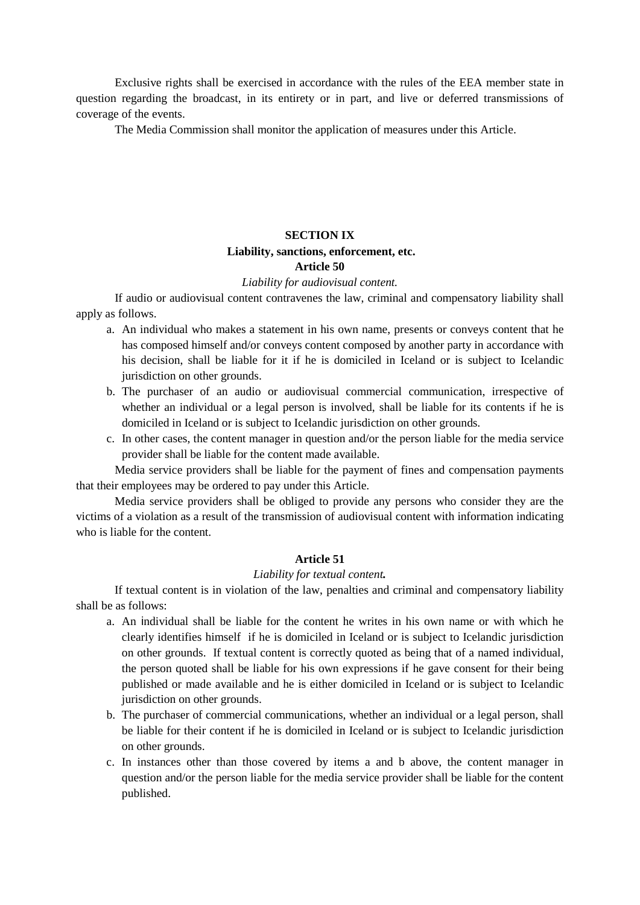Exclusive rights shall be exercised in accordance with the rules of the EEA member state in question regarding the broadcast, in its entirety or in part, and live or deferred transmissions of coverage of the events.

The Media Commission shall monitor the application of measures under this Article.

## SECTION IX

### Liability, sanctions, enforcement, etc.

### Article 50

*Liability for audiovisual content.*

If audio or audiovisual content contravenes the law, criminal and compensatory liability shall apply as follows.

a. An individual who makes a statement in his own name, presents or conveys content that he has composed himself and/or conveys content composed by another party in accordance with his decision, shall be liable for it if he is domiciled in Iceland or is subject to Icelandic jurisdiction on other grounds.
b. The purchaser of an audio or audiovisual commercial communication, irrespective of whether an individual or a legal person is involved, shall be liable for its contents if he is domiciled in Iceland or is subject to Icelandic jurisdiction on other grounds.
c. In other cases, the content manager in question and/or the person liable for the media service provider shall be liable for the content made available.

Media service providers shall be liable for the payment of fines and compensation payments that their employees may be ordered to pay under this Article.

Media service providers shall be obliged to provide any persons who consider they are the victims of a violation as a result of the transmission of audiovisual content with information indicating who is liable for the content.

### Article 51

*Liability for textual content.*

If textual content is in violation of the law, penalties and criminal and compensatory liability shall be as follows:

a. An individual shall be liable for the content he writes in his own name or with which he clearly identifies himself if he is domiciled in Iceland or is subject to Icelandic jurisdiction on other grounds. If textual content is correctly quoted as being that of a named individual, the person quoted shall be liable for his own expressions if he gave consent for their being published or made available and he is either domiciled in Iceland or is subject to Icelandic jurisdiction on other grounds.
b. The purchaser of commercial communications, whether an individual or a legal person, shall be liable for their content if he is domiciled in Iceland or is subject to Icelandic jurisdiction on other grounds.
c. In instances other than those covered by items a and b above, the content manager in question and/or the person liable for the media service provider shall be liable for the content published.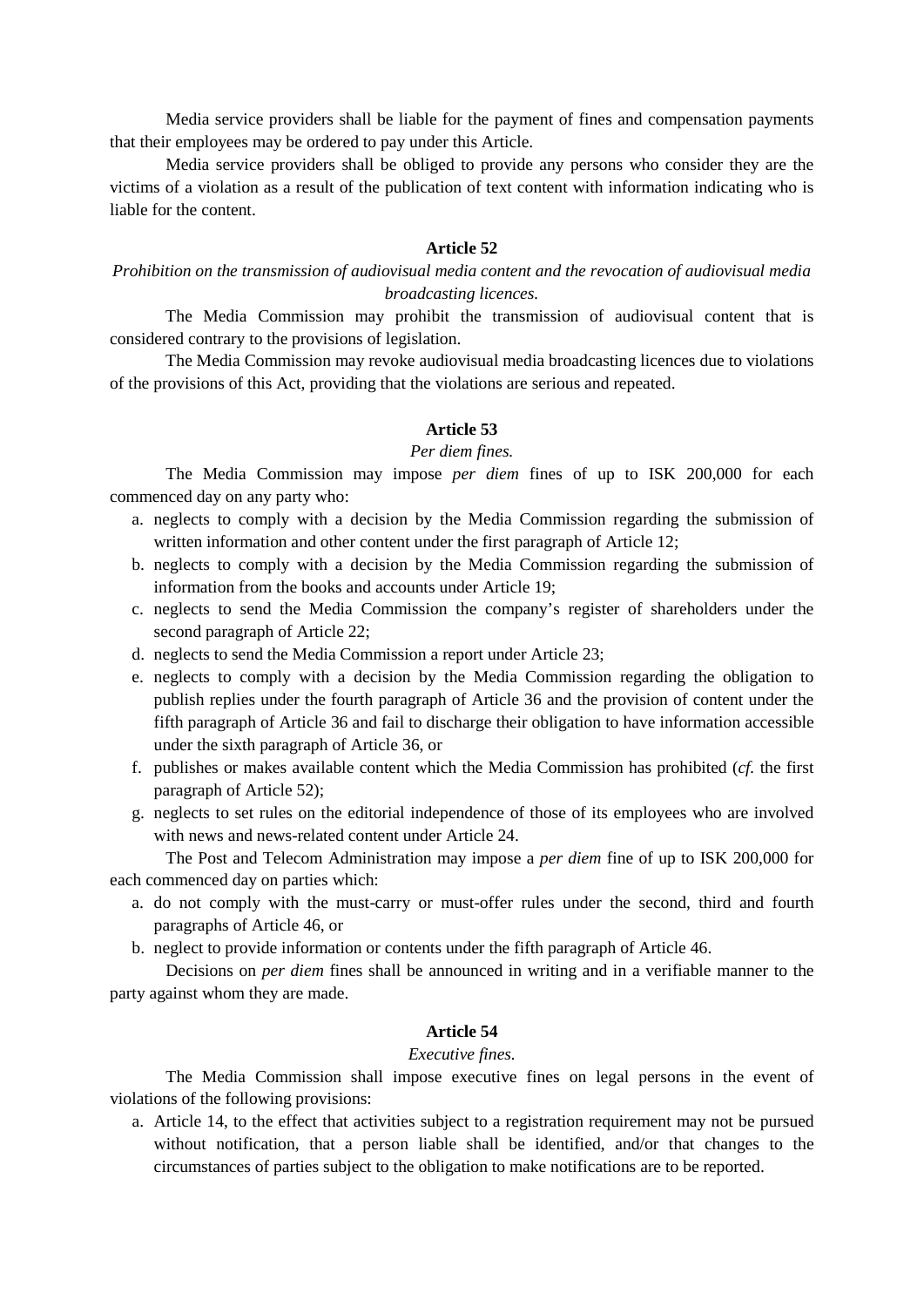Media service providers shall be liable for the payment of fines and compensation payments that their employees may be ordered to pay under this Article.

Media service providers shall be obliged to provide any persons who consider they are the victims of a violation as a result of the publication of text content with information indicating who is liable for the content.

**Article 52**

*Prohibition on the transmission of audiovisual media content and the revocation of audiovisual media broadcasting licences.*

The Media Commission may prohibit the transmission of audiovisual content that is considered contrary to the provisions of legislation.

The Media Commission may revoke audiovisual media broadcasting licences due to violations of the provisions of this Act, providing that the violations are serious and repeated.

**Article 53**

*Per diem fines.*

The Media Commission may impose *per diem* fines of up to ISK 200,000 for each commenced day on any party who:

a. neglects to comply with a decision by the Media Commission regarding the submission of written information and other content under the first paragraph of Article 12;
b. neglects to comply with a decision by the Media Commission regarding the submission of information from the books and accounts under Article 19;
c. neglects to send the Media Commission the company's register of shareholders under the second paragraph of Article 22;
d. neglects to send the Media Commission a report under Article 23;
e. neglects to comply with a decision by the Media Commission regarding the obligation to publish replies under the fourth paragraph of Article 36 and the provision of content under the fifth paragraph of Article 36 and fail to discharge their obligation to have information accessible under the sixth paragraph of Article 36, or
f. publishes or makes available content which the Media Commission has prohibited (*cf.* the first paragraph of Article 52);
g. neglects to set rules on the editorial independence of those of its employees who are involved with news and news-related content under Article 24.

The Post and Telecom Administration may impose a *per diem* fine of up to ISK 200,000 for each commenced day on parties which:

a. do not comply with the must-carry or must-offer rules under the second, third and fourth paragraphs of Article 46, or
b. neglect to provide information or contents under the fifth paragraph of Article 46.

Decisions on *per diem* fines shall be announced in writing and in a verifiable manner to the party against whom they are made.

**Article 54**

*Executive fines.*

The Media Commission shall impose executive fines on legal persons in the event of violations of the following provisions:

a. Article 14, to the effect that activities subject to a registration requirement may not be pursued without notification, that a person liable shall be identified, and/or that changes to the circumstances of parties subject to the obligation to make notifications are to be reported.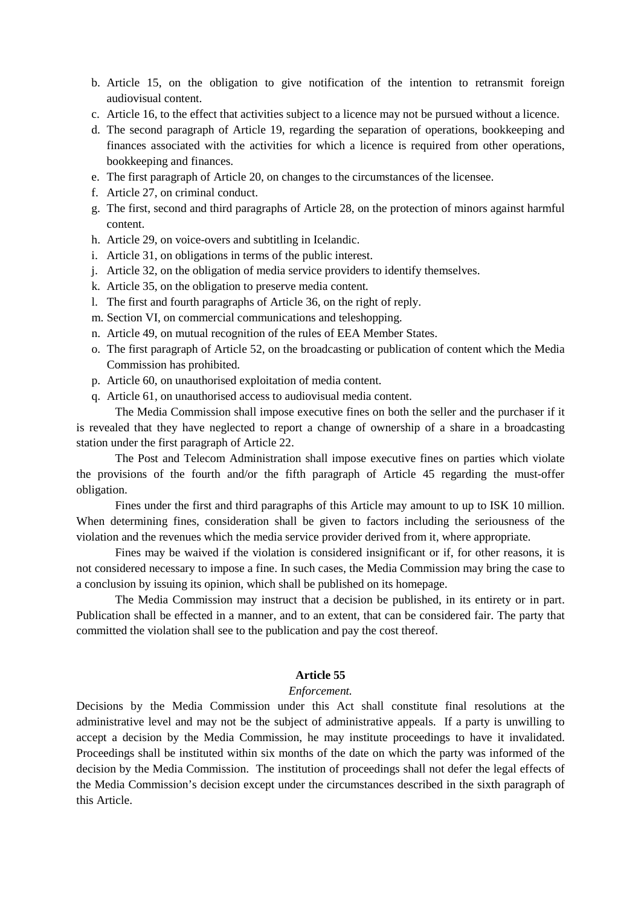b. Article 15, on the obligation to give notification of the intention to retransmit foreign audiovisual content.
c. Article 16, to the effect that activities subject to a licence may not be pursued without a licence.
d. The second paragraph of Article 19, regarding the separation of operations, bookkeeping and finances associated with the activities for which a licence is required from other operations, bookkeeping and finances.
e. The first paragraph of Article 20, on changes to the circumstances of the licensee.
f. Article 27, on criminal conduct.
g. The first, second and third paragraphs of Article 28, on the protection of minors against harmful content.
h. Article 29, on voice-overs and subtitling in Icelandic.
i. Article 31, on obligations in terms of the public interest.
j. Article 32, on the obligation of media service providers to identify themselves.
k. Article 35, on the obligation to preserve media content.
l. The first and fourth paragraphs of Article 36, on the right of reply.
m. Section VI, on commercial communications and teleshopping.
n. Article 49, on mutual recognition of the rules of EEA Member States.
o. The first paragraph of Article 52, on the broadcasting or publication of content which the Media Commission has prohibited.
p. Article 60, on unauthorised exploitation of media content.
q. Article 61, on unauthorised access to audiovisual media content.

The Media Commission shall impose executive fines on both the seller and the purchaser if it is revealed that they have neglected to report a change of ownership of a share in a broadcasting station under the first paragraph of Article 22.

The Post and Telecom Administration shall impose executive fines on parties which violate the provisions of the fourth and/or the fifth paragraph of Article 45 regarding the must-offer obligation.

Fines under the first and third paragraphs of this Article may amount to up to ISK 10 million. When determining fines, consideration shall be given to factors including the seriousness of the violation and the revenues which the media service provider derived from it, where appropriate.

Fines may be waived if the violation is considered insignificant or if, for other reasons, it is not considered necessary to impose a fine. In such cases, the Media Commission may bring the case to a conclusion by issuing its opinion, which shall be published on its homepage.

The Media Commission may instruct that a decision be published, in its entirety or in part. Publication shall be effected in a manner, and to an extent, that can be considered fair. The party that committed the violation shall see to the publication and pay the cost thereof.

### Article 55

*Enforcement.*

Decisions by the Media Commission under this Act shall constitute final resolutions at the administrative level and may not be the subject of administrative appeals. If a party is unwilling to accept a decision by the Media Commission, he may institute proceedings to have it invalidated. Proceedings shall be instituted within six months of the date on which the party was informed of the decision by the Media Commission. The institution of proceedings shall not defer the legal effects of the Media Commission's decision except under the circumstances described in the sixth paragraph of this Article.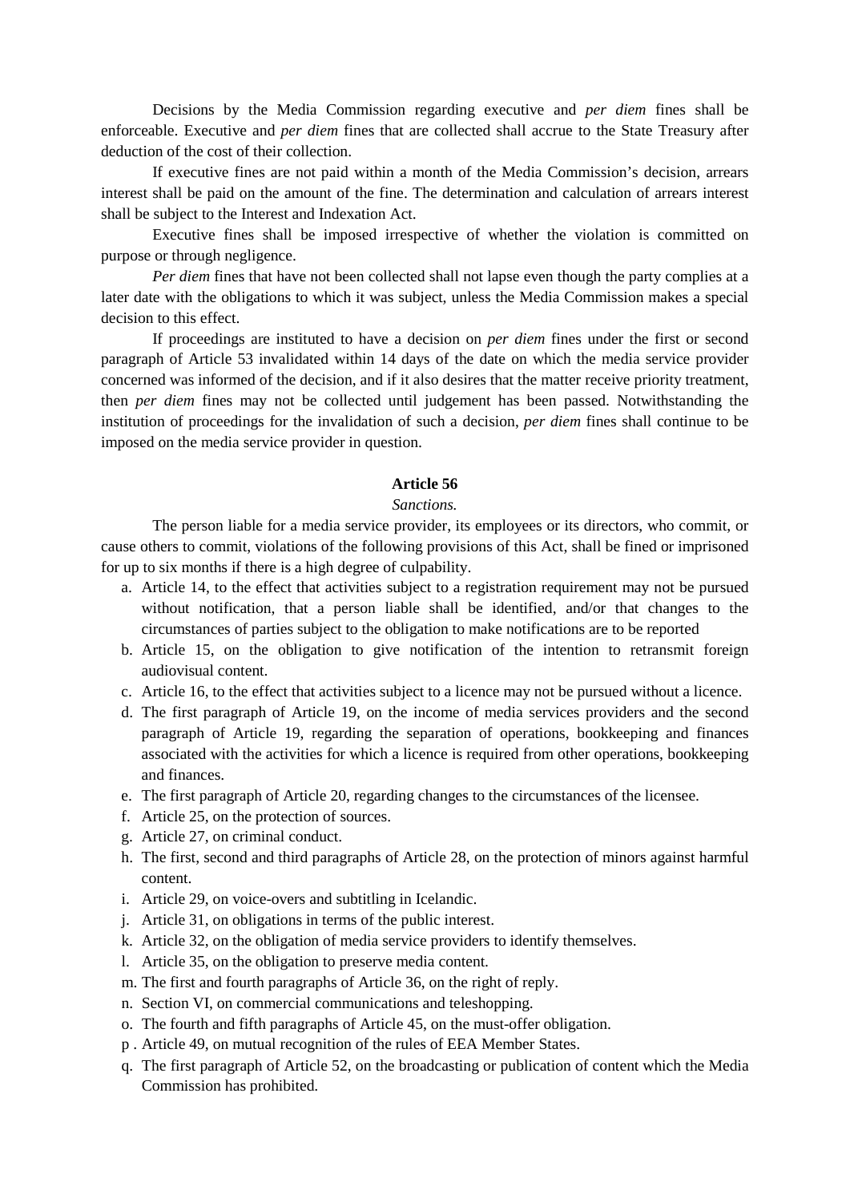Decisions by the Media Commission regarding executive and *per diem* fines shall be enforceable. Executive and *per diem* fines that are collected shall accrue to the State Treasury after deduction of the cost of their collection.

If executive fines are not paid within a month of the Media Commission's decision, arrears interest shall be paid on the amount of the fine. The determination and calculation of arrears interest shall be subject to the Interest and Indexation Act.

Executive fines shall be imposed irrespective of whether the violation is committed on purpose or through negligence.

*Per diem* fines that have not been collected shall not lapse even though the party complies at a later date with the obligations to which it was subject, unless the Media Commission makes a special decision to this effect.

If proceedings are instituted to have a decision on *per diem* fines under the first or second paragraph of Article 53 invalidated within 14 days of the date on which the media service provider concerned was informed of the decision, and if it also desires that the matter receive priority treatment, then *per diem* fines may not be collected until judgement has been passed. Notwithstanding the institution of proceedings for the invalidation of such a decision, *per diem* fines shall continue to be imposed on the media service provider in question.

**Article 56**

*Sanctions.*

The person liable for a media service provider, its employees or its directors, who commit, or cause others to commit, violations of the following provisions of this Act, shall be fined or imprisoned for up to six months if there is a high degree of culpability.

a. Article 14, to the effect that activities subject to a registration requirement may not be pursued without notification, that a person liable shall be identified, and/or that changes to the circumstances of parties subject to the obligation to make notifications are to be reported
b. Article 15, on the obligation to give notification of the intention to retransmit foreign audiovisual content.
c. Article 16, to the effect that activities subject to a licence may not be pursued without a licence.
d. The first paragraph of Article 19, on the income of media services providers and the second paragraph of Article 19, regarding the separation of operations, bookkeeping and finances associated with the activities for which a licence is required from other operations, bookkeeping and finances.
e. The first paragraph of Article 20, regarding changes to the circumstances of the licensee.
f. Article 25, on the protection of sources.
g. Article 27, on criminal conduct.
h. The first, second and third paragraphs of Article 28, on the protection of minors against harmful content.
i. Article 29, on voice-overs and subtitling in Icelandic.
j. Article 31, on obligations in terms of the public interest.
k. Article 32, on the obligation of media service providers to identify themselves.
l. Article 35, on the obligation to preserve media content.
m. The first and fourth paragraphs of Article 36, on the right of reply.
n. Section VI, on commercial communications and teleshopping.
o. The fourth and fifth paragraphs of Article 45, on the must-offer obligation.
p. Article 49, on mutual recognition of the rules of EEA Member States.
q. The first paragraph of Article 52, on the broadcasting or publication of content which the Media Commission has prohibited.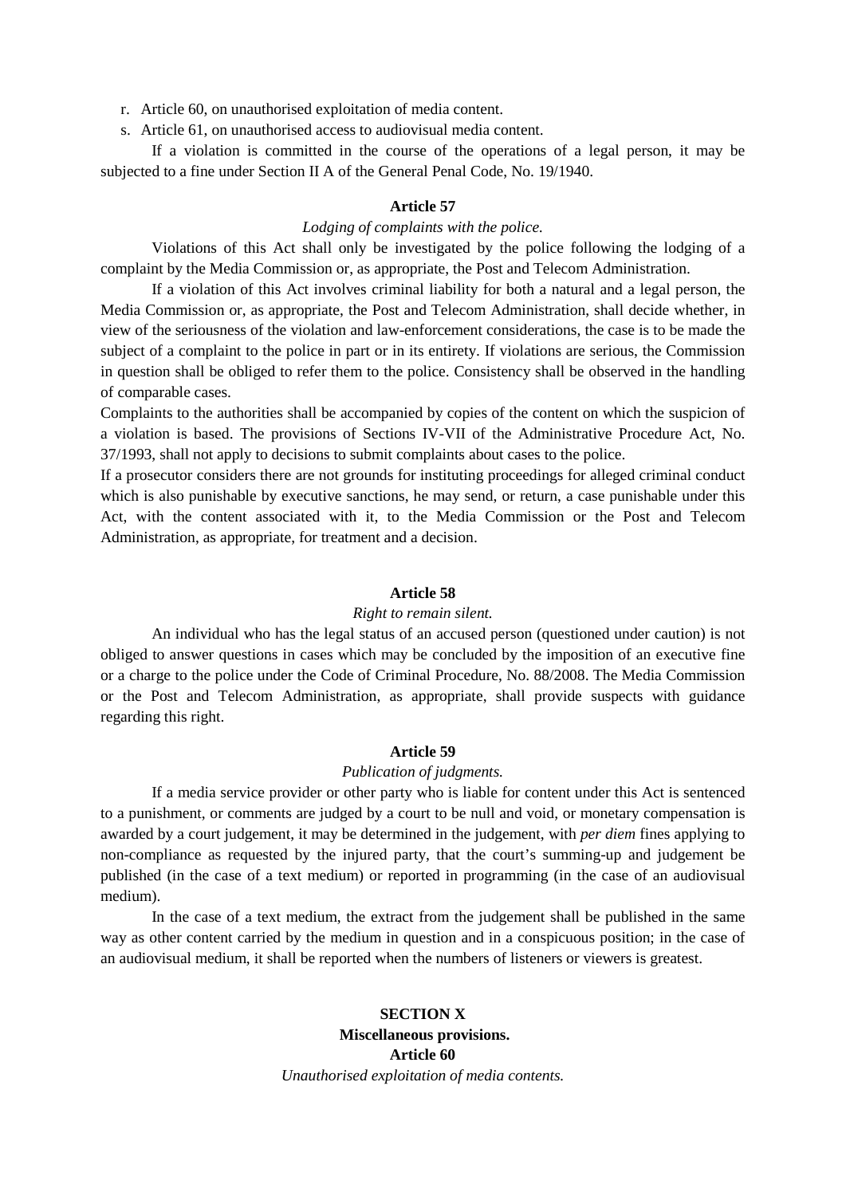r. Article 60, on unauthorised exploitation of media content.
s. Article 61, on unauthorised access to audiovisual media content.

If a violation is committed in the course of the operations of a legal person, it may be subjected to a fine under Section II A of the General Penal Code, No. 19/1940.

**Article 57**

*Lodging of complaints with the police.*

Violations of this Act shall only be investigated by the police following the lodging of a complaint by the Media Commission or, as appropriate, the Post and Telecom Administration.

If a violation of this Act involves criminal liability for both a natural and a legal person, the Media Commission or, as appropriate, the Post and Telecom Administration, shall decide whether, in view of the seriousness of the violation and law-enforcement considerations, the case is to be made the subject of a complaint to the police in part or in its entirety. If violations are serious, the Commission in question shall be obliged to refer them to the police. Consistency shall be observed in the handling of comparable cases.

Complaints to the authorities shall be accompanied by copies of the content on which the suspicion of a violation is based. The provisions of Sections IV-VII of the Administrative Procedure Act, No. 37/1993, shall not apply to decisions to submit complaints about cases to the police.

If a prosecutor considers there are not grounds for instituting proceedings for alleged criminal conduct which is also punishable by executive sanctions, he may send, or return, a case punishable under this Act, with the content associated with it, to the Media Commission or the Post and Telecom Administration, as appropriate, for treatment and a decision.

**Article 58**

*Right to remain silent.*

An individual who has the legal status of an accused person (questioned under caution) is not obliged to answer questions in cases which may be concluded by the imposition of an executive fine or a charge to the police under the Code of Criminal Procedure, No. 88/2008. The Media Commission or the Post and Telecom Administration, as appropriate, shall provide suspects with guidance regarding this right.

**Article 59**

*Publication of judgments.*

If a media service provider or other party who is liable for content under this Act is sentenced to a punishment, or comments are judged by a court to be null and void, or monetary compensation is awarded by a court judgement, it may be determined in the judgement, with *per diem* fines applying to non-compliance as requested by the injured party, that the court's summing-up and judgement be published (in the case of a text medium) or reported in programming (in the case of an audiovisual medium).

In the case of a text medium, the extract from the judgement shall be published in the same way as other content carried by the medium in question and in a conspicuous position; in the case of an audiovisual medium, it shall be reported when the numbers of listeners or viewers is greatest.

## SECTION X
## Miscellaneous provisions.

**Article 60**

*Unauthorised exploitation of media contents.*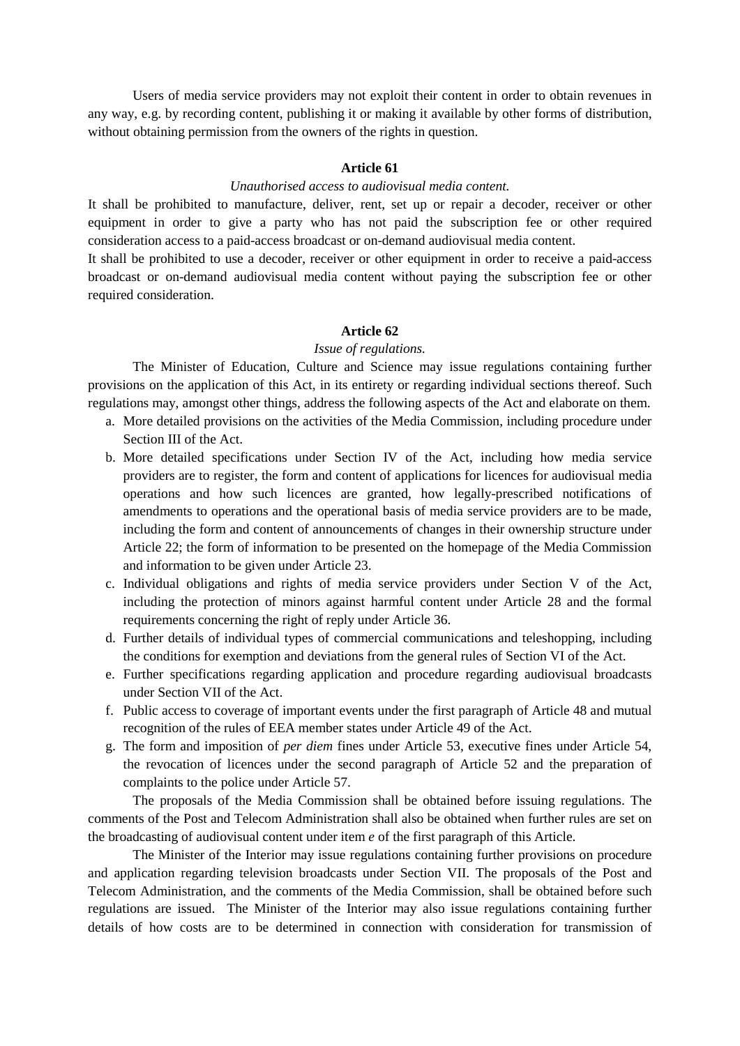Users of media service providers may not exploit their content in order to obtain revenues in any way, e.g. by recording content, publishing it or making it available by other forms of distribution, without obtaining permission from the owners of the rights in question.

**Article 61**

*Unauthorised access to audiovisual media content.*

It shall be prohibited to manufacture, deliver, rent, set up or repair a decoder, receiver or other equipment in order to give a party who has not paid the subscription fee or other required consideration access to a paid-access broadcast or on-demand audiovisual media content.

It shall be prohibited to use a decoder, receiver or other equipment in order to receive a paid-access broadcast or on-demand audiovisual media content without paying the subscription fee or other required consideration.

**Article 62**

*Issue of regulations.*

The Minister of Education, Culture and Science may issue regulations containing further provisions on the application of this Act, in its entirety or regarding individual sections thereof. Such regulations may, amongst other things, address the following aspects of the Act and elaborate on them.

a. More detailed provisions on the activities of the Media Commission, including procedure under Section III of the Act.
b. More detailed specifications under Section IV of the Act, including how media service providers are to register, the form and content of applications for licences for audiovisual media operations and how such licences are granted, how legally-prescribed notifications of amendments to operations and the operational basis of media service providers are to be made, including the form and content of announcements of changes in their ownership structure under Article 22; the form of information to be presented on the homepage of the Media Commission and information to be given under Article 23.
c. Individual obligations and rights of media service providers under Section V of the Act, including the protection of minors against harmful content under Article 28 and the formal requirements concerning the right of reply under Article 36.
d. Further details of individual types of commercial communications and teleshopping, including the conditions for exemption and deviations from the general rules of Section VI of the Act.
e. Further specifications regarding application and procedure regarding audiovisual broadcasts under Section VII of the Act.
f. Public access to coverage of important events under the first paragraph of Article 48 and mutual recognition of the rules of EEA member states under Article 49 of the Act.
g. The form and imposition of *per diem* fines under Article 53, executive fines under Article 54, the revocation of licences under the second paragraph of Article 52 and the preparation of complaints to the police under Article 57.

The proposals of the Media Commission shall be obtained before issuing regulations. The comments of the Post and Telecom Administration shall also be obtained when further rules are set on the broadcasting of audiovisual content under item *e* of the first paragraph of this Article.

The Minister of the Interior may issue regulations containing further provisions on procedure and application regarding television broadcasts under Section VII. The proposals of the Post and Telecom Administration, and the comments of the Media Commission, shall be obtained before such regulations are issued. The Minister of the Interior may also issue regulations containing further details of how costs are to be determined in connection with consideration for transmission of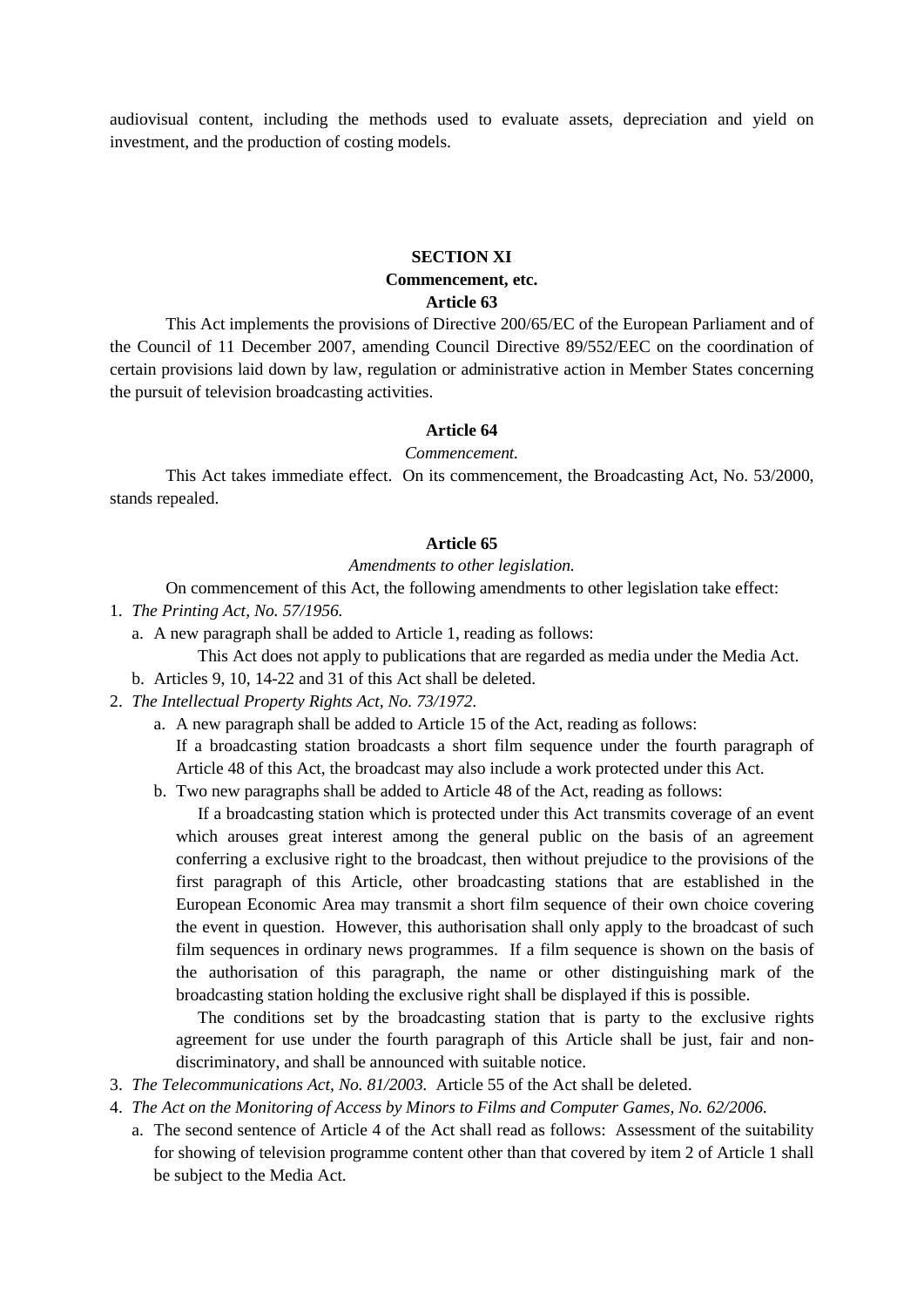audiovisual content, including the methods used to evaluate assets, depreciation and yield on investment, and the production of costing models.

## SECTION XI
## Commencement, etc.
### Article 63

This Act implements the provisions of Directive 200/65/EC of the European Parliament and of the Council of 11 December 2007, amending Council Directive 89/552/EEC on the coordination of certain provisions laid down by law, regulation or administrative action in Member States concerning the pursuit of television broadcasting activities.

### Article 64

*Commencement.*

This Act takes immediate effect. On its commencement, the Broadcasting Act, No. 53/2000, stands repealed.

### Article 65

*Amendments to other legislation.*

On commencement of this Act, the following amendments to other legislation take effect:

1. *The Printing Act, No. 57/1956.*
   a. A new paragraph shall be added to Article 1, reading as follows:
      This Act does not apply to publications that are regarded as media under the Media Act.
   b. Articles 9, 10, 14-22 and 31 of this Act shall be deleted.
2. *The Intellectual Property Rights Act, No. 73/1972.*
   a. A new paragraph shall be added to Article 15 of the Act, reading as follows:
      If a broadcasting station broadcasts a short film sequence under the fourth paragraph of Article 48 of this Act, the broadcast may also include a work protected under this Act.
   b. Two new paragraphs shall be added to Article 48 of the Act, reading as follows:
      If a broadcasting station which is protected under this Act transmits coverage of an event which arouses great interest among the general public on the basis of an agreement conferring a exclusive right to the broadcast, then without prejudice to the provisions of the first paragraph of this Article, other broadcasting stations that are established in the European Economic Area may transmit a short film sequence of their own choice covering the event in question. However, this authorisation shall only apply to the broadcast of such film sequences in ordinary news programmes. If a film sequence is shown on the basis of the authorisation of this paragraph, the name or other distinguishing mark of the broadcasting station holding the exclusive right shall be displayed if this is possible.
      The conditions set by the broadcasting station that is party to the exclusive rights agreement for use under the fourth paragraph of this Article shall be just, fair and non-discriminatory, and shall be announced with suitable notice.
3. *The Telecommunications Act, No. 81/2003.* Article 55 of the Act shall be deleted.
4. *The Act on the Monitoring of Access by Minors to Films and Computer Games, No. 62/2006.*
   a. The second sentence of Article 4 of the Act shall read as follows: Assessment of the suitability for showing of television programme content other than that covered by item 2 of Article 1 shall be subject to the Media Act.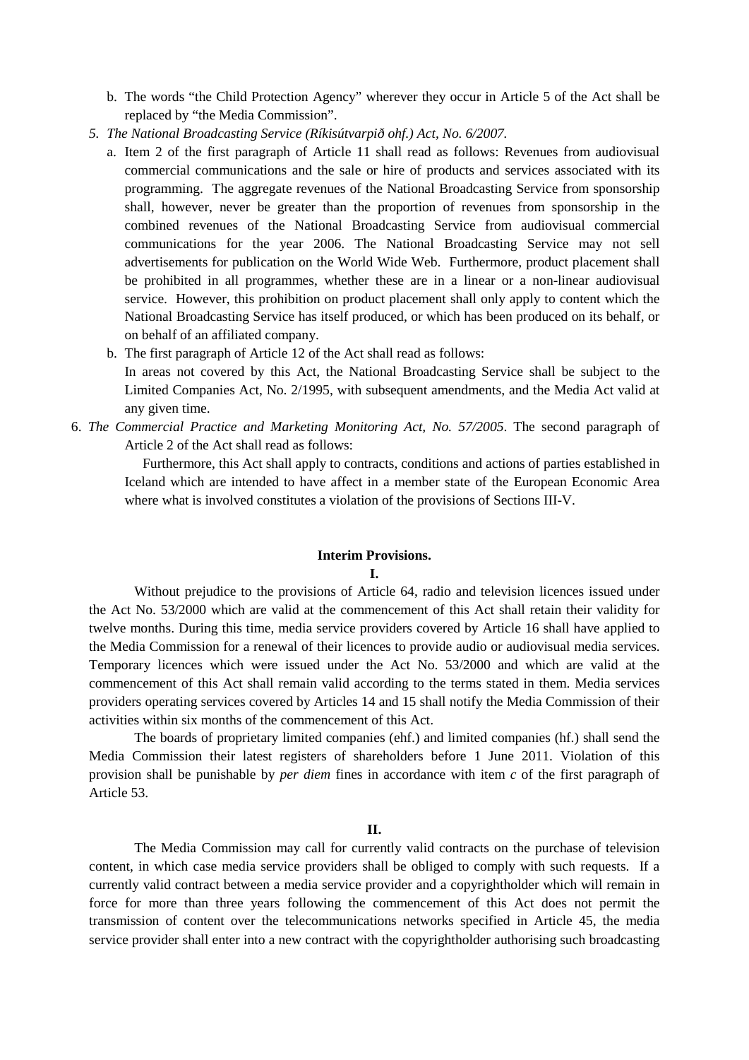b. The words "the Child Protection Agency" wherever they occur in Article 5 of the Act shall be replaced by "the Media Commission".

5. *The National Broadcasting Service (Ríkisútvarpið ohf.) Act, No. 6/2007.*

   a. Item 2 of the first paragraph of Article 11 shall read as follows: Revenues from audiovisual commercial communications and the sale or hire of products and services associated with its programming. The aggregate revenues of the National Broadcasting Service from sponsorship shall, however, never be greater than the proportion of revenues from sponsorship in the combined revenues of the National Broadcasting Service from audiovisual commercial communications for the year 2006. The National Broadcasting Service may not sell advertisements for publication on the World Wide Web. Furthermore, product placement shall be prohibited in all programmes, whether these are in a linear or a non-linear audiovisual service. However, this prohibition on product placement shall only apply to content which the National Broadcasting Service has itself produced, or which has been produced on its behalf, or on behalf of an affiliated company.

   b. The first paragraph of Article 12 of the Act shall read as follows:
   In areas not covered by this Act, the National Broadcasting Service shall be subject to the Limited Companies Act, No. 2/1995, with subsequent amendments, and the Media Act valid at any given time.

6. *The Commercial Practice and Marketing Monitoring Act, No. 57/2005*. The second paragraph of Article 2 of the Act shall read as follows:

   Furthermore, this Act shall apply to contracts, conditions and actions of parties established in Iceland which are intended to have affect in a member state of the European Economic Area where what is involved constitutes a violation of the provisions of Sections III-V.

**Interim Provisions.**

**I.**

Without prejudice to the provisions of Article 64, radio and television licences issued under the Act No. 53/2000 which are valid at the commencement of this Act shall retain their validity for twelve months. During this time, media service providers covered by Article 16 shall have applied to the Media Commission for a renewal of their licences to provide audio or audiovisual media services. Temporary licences which were issued under the Act No. 53/2000 and which are valid at the commencement of this Act shall remain valid according to the terms stated in them. Media services providers operating services covered by Articles 14 and 15 shall notify the Media Commission of their activities within six months of the commencement of this Act.

The boards of proprietary limited companies (ehf.) and limited companies (hf.) shall send the Media Commission their latest registers of shareholders before 1 June 2011. Violation of this provision shall be punishable by *per diem* fines in accordance with item *c* of the first paragraph of Article 53.

**II.**

The Media Commission may call for currently valid contracts on the purchase of television content, in which case media service providers shall be obliged to comply with such requests. If a currently valid contract between a media service provider and a copyrightholder which will remain in force for more than three years following the commencement of this Act does not permit the transmission of content over the telecommunications networks specified in Article 45, the media service provider shall enter into a new contract with the copyrightholder authorising such broadcasting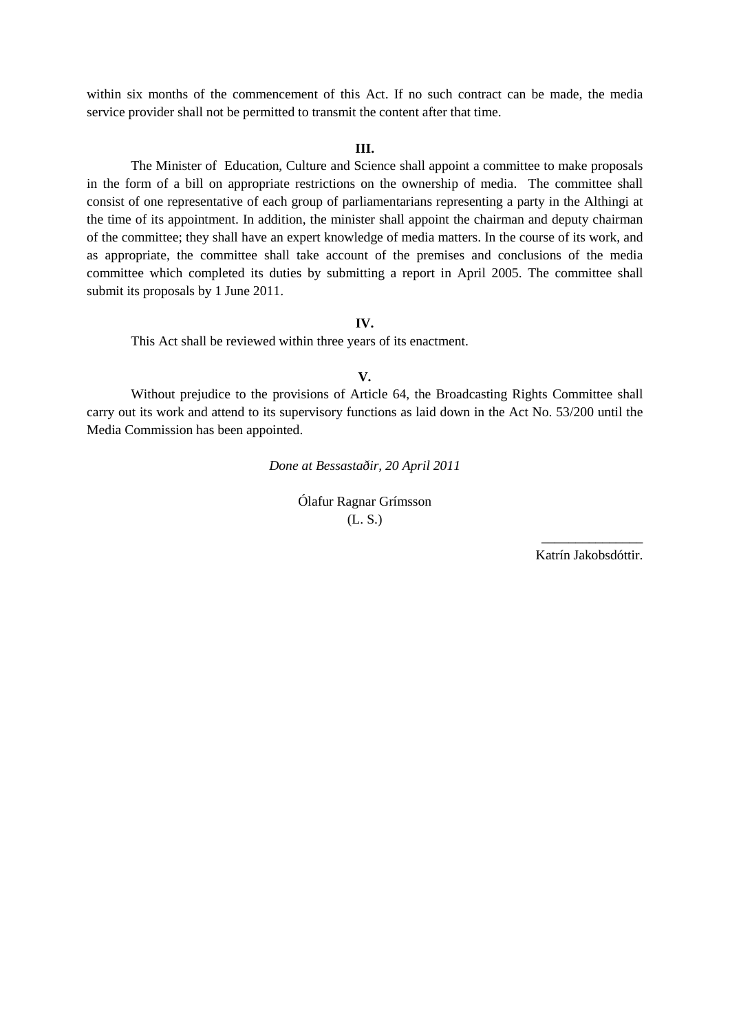within six months of the commencement of this Act. If no such contract can be made, the media service provider shall not be permitted to transmit the content after that time.

**III.**

The Minister of Education, Culture and Science shall appoint a committee to make proposals in the form of a bill on appropriate restrictions on the ownership of media. The committee shall consist of one representative of each group of parliamentarians representing a party in the Althingi at the time of its appointment. In addition, the minister shall appoint the chairman and deputy chairman of the committee; they shall have an expert knowledge of media matters. In the course of its work, and as appropriate, the committee shall take account of the premises and conclusions of the media committee which completed its duties by submitting a report in April 2005. The committee shall submit its proposals by 1 June 2011.

**IV.**

This Act shall be reviewed within three years of its enactment.

**V.**

Without prejudice to the provisions of Article 64, the Broadcasting Rights Committee shall carry out its work and attend to its supervisory functions as laid down in the Act No. 53/200 until the Media Commission has been appointed.

*Done at Bessastaðir, 20 April 2011*

Ólafur Ragnar Grímsson
(L. S.)

_______________
Katrín Jakobsdóttir.